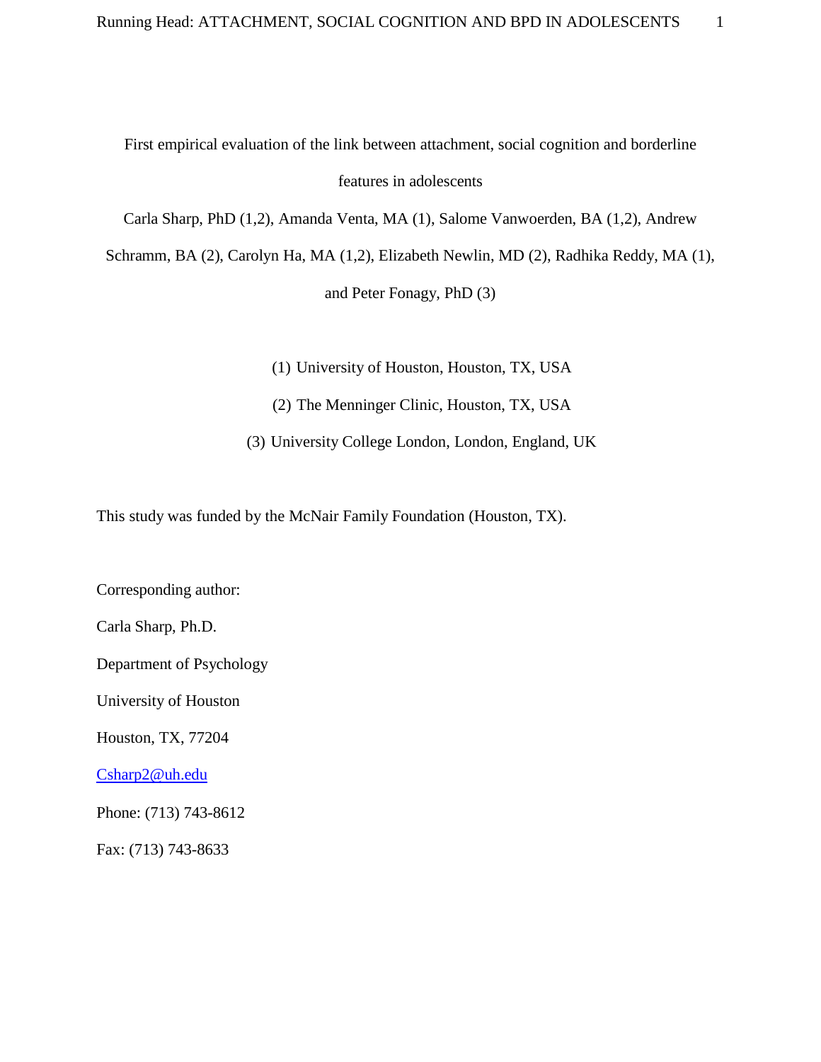# First empirical evaluation of the link between attachment, social cognition and borderline features in adolescents

Carla Sharp, PhD (1,2), Amanda Venta, MA (1), Salome Vanwoerden, BA (1,2), Andrew Schramm, BA (2), Carolyn Ha, MA (1,2), Elizabeth Newlin, MD (2), Radhika Reddy, MA (1), and Peter Fonagy, PhD (3)

(1) University of Houston, Houston, TX, USA

(2) The Menninger Clinic, Houston, TX, USA

(3) University College London, London, England, UK

This study was funded by the McNair Family Foundation (Houston, TX).

Corresponding author:

Carla Sharp, Ph.D.

Department of Psychology

University of Houston

Houston, TX, 77204

Csharp2@uh.edu

Phone: (713) 743-8612

Fax: (713) 743-8633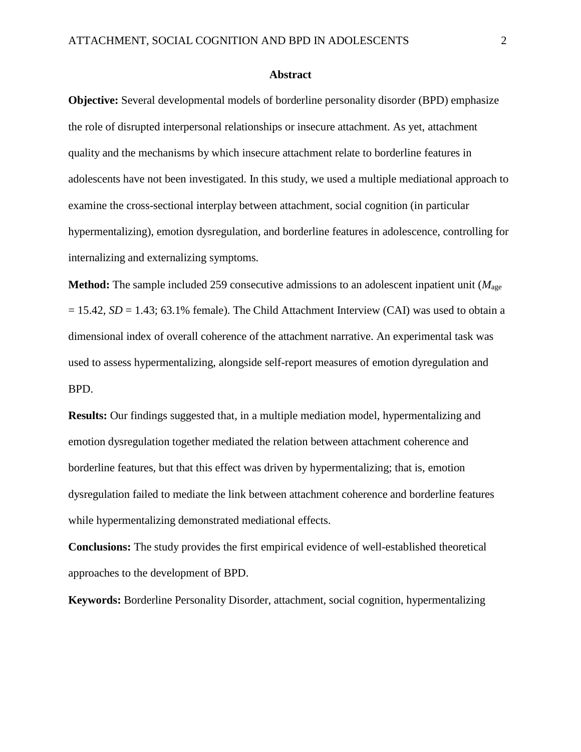## Abstract

**Objective:** Several developmental models of borderline personality disorder (BPD) emphasize the role of disrupted interpersonal relationships or insecure attachment. As yet, attachment quality and the mechanisms by which insecure attachment relate to borderline features in adolescents have not been investigated. In this study, we used a multiple mediational approach to examine the cross-sectional interplay between attachment, social cognition (in particular hypermentalizing), emotion dysregulation, and borderline features in adolescence, controlling for internalizing and externalizing symptoms.

**Method:** The sample included 259 consecutive admissions to an adolescent inpatient unit ($M_{age}$ = 15.42, $SD$ = 1.43; 63.1% female). The Child Attachment Interview (CAI) was used to obtain a dimensional index of overall coherence of the attachment narrative. An experimental task was used to assess hypermentalizing, alongside self-report measures of emotion dyregulation and BPD.

**Results:** Our findings suggested that, in a multiple mediation model, hypermentalizing and emotion dysregulation together mediated the relation between attachment coherence and borderline features, but that this effect was driven by hypermentalizing; that is, emotion dysregulation failed to mediate the link between attachment coherence and borderline features while hypermentalizing demonstrated mediational effects.

**Conclusions:** The study provides the first empirical evidence of well-established theoretical approaches to the development of BPD.

**Keywords:** Borderline Personality Disorder, attachment, social cognition, hypermentalizing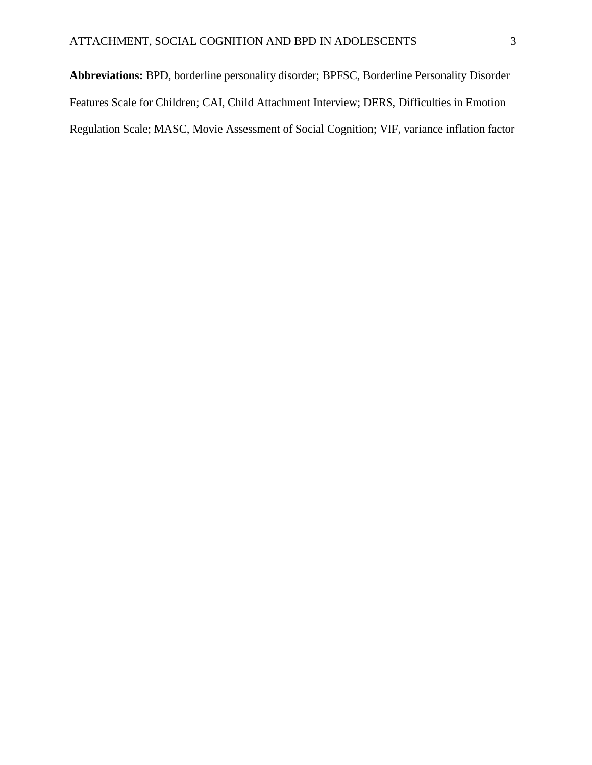**Abbreviations:** BPD, borderline personality disorder; BPFSC, Borderline Personality Disorder Features Scale for Children; CAI, Child Attachment Interview; DERS, Difficulties in Emotion Regulation Scale; MASC, Movie Assessment of Social Cognition; VIF, variance inflation factor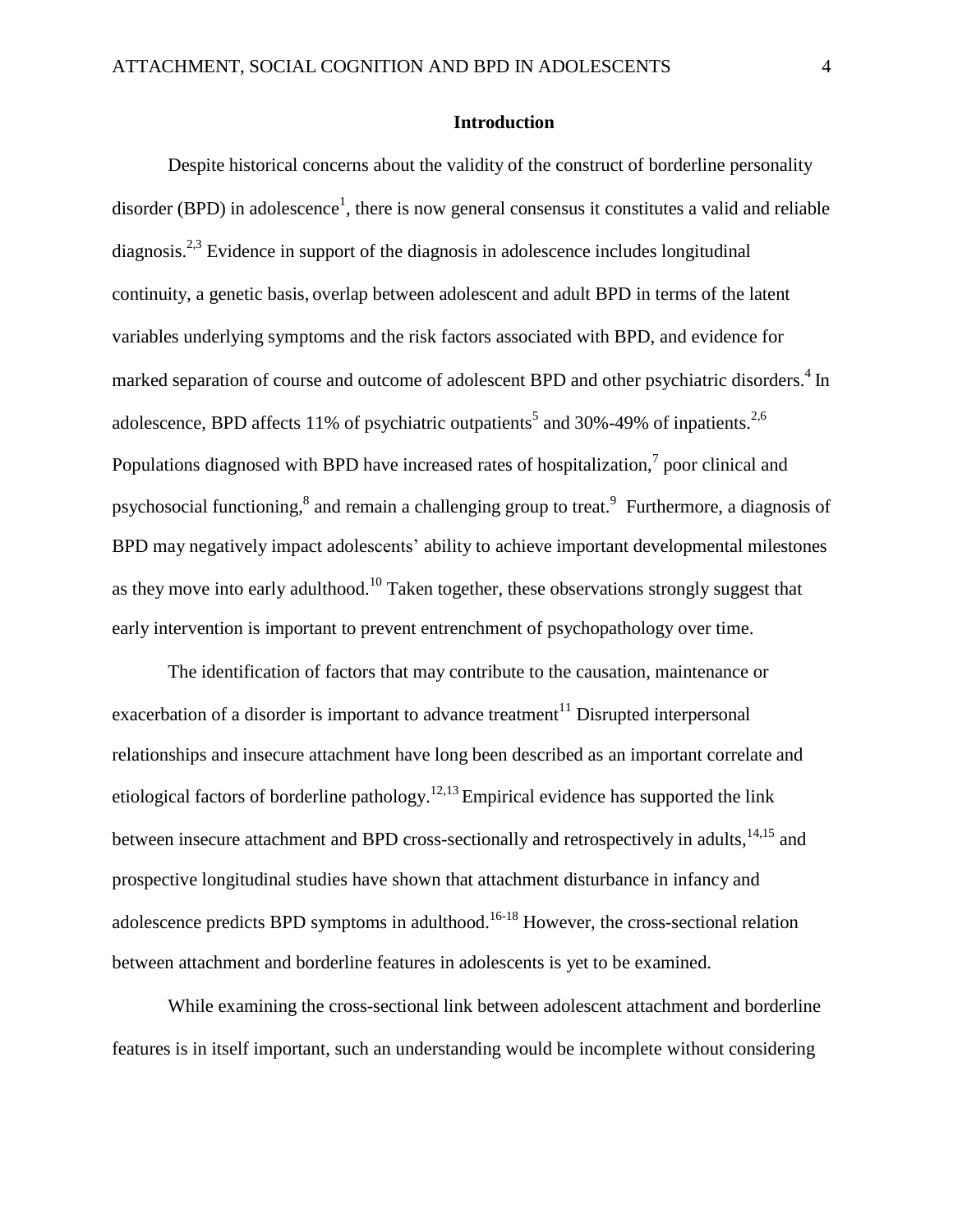## Introduction

Despite historical concerns about the validity of the construct of borderline personality disorder (BPD) in adolescence[1], there is now general consensus it constitutes a valid and reliable diagnosis.[2,3] Evidence in support of the diagnosis in adolescence includes longitudinal continuity, a genetic basis, overlap between adolescent and adult BPD in terms of the latent variables underlying symptoms and the risk factors associated with BPD, and evidence for marked separation of course and outcome of adolescent BPD and other psychiatric disorders.[4] In adolescence, BPD affects 11% of psychiatric outpatients[5] and 30%-49% of inpatients.[2,6] Populations diagnosed with BPD have increased rates of hospitalization,[7] poor clinical and psychosocial functioning,[8] and remain a challenging group to treat.[9] Furthermore, a diagnosis of BPD may negatively impact adolescents' ability to achieve important developmental milestones as they move into early adulthood.[10] Taken together, these observations strongly suggest that early intervention is important to prevent entrenchment of psychopathology over time.

The identification of factors that may contribute to the causation, maintenance or exacerbation of a disorder is important to advance treatment[11] Disrupted interpersonal relationships and insecure attachment have long been described as an important correlate and etiological factors of borderline pathology.[12,13] Empirical evidence has supported the link between insecure attachment and BPD cross-sectionally and retrospectively in adults,[14,15] and prospective longitudinal studies have shown that attachment disturbance in infancy and adolescence predicts BPD symptoms in adulthood.[16-18] However, the cross-sectional relation between attachment and borderline features in adolescents is yet to be examined.

While examining the cross-sectional link between adolescent attachment and borderline features is in itself important, such an understanding would be incomplete without considering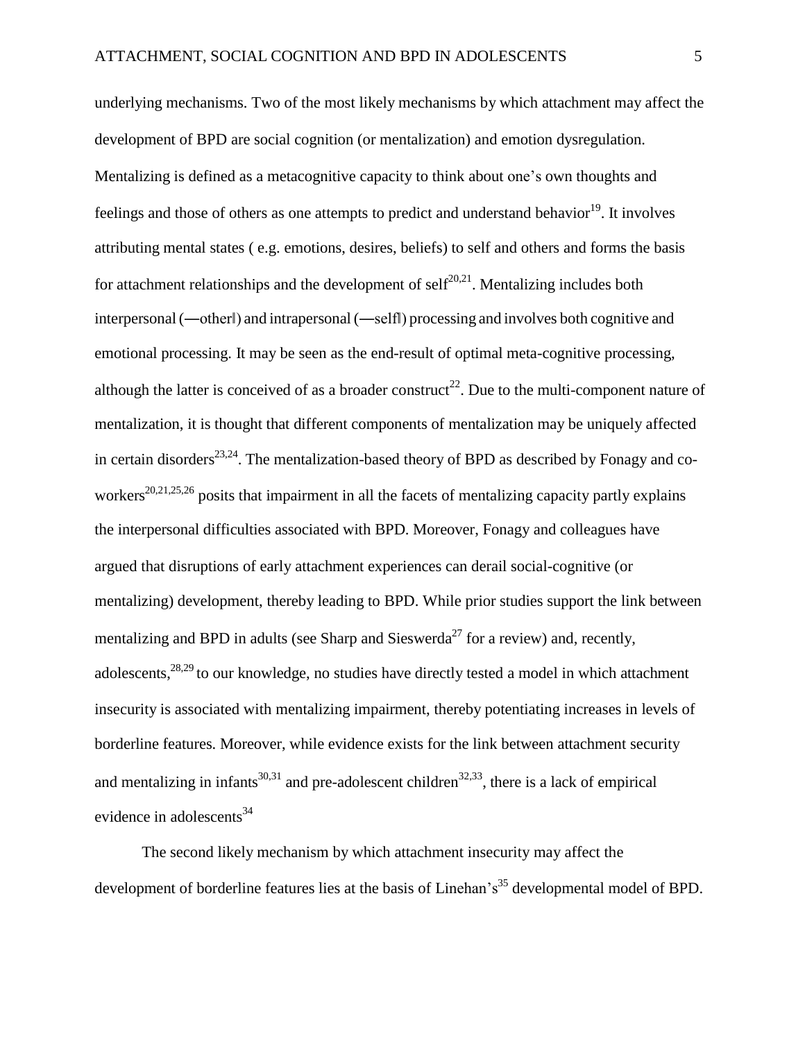underlying mechanisms. Two of the most likely mechanisms by which attachment may affect the development of BPD are social cognition (or mentalization) and emotion dysregulation. Mentalizing is defined as a metacognitive capacity to think about one's own thoughts and feelings and those of others as one attempts to predict and understand behavior[19]. It involves attributing mental states ( e.g. emotions, desires, beliefs) to self and others and forms the basis for attachment relationships and the development of self[20,21]. Mentalizing includes both interpersonal (―other‖) and intrapersonal (―self‖) processing and involves both cognitive and emotional processing. It may be seen as the end-result of optimal meta-cognitive processing, although the latter is conceived of as a broader construct[22]. Due to the multi-component nature of mentalization, it is thought that different components of mentalization may be uniquely affected in certain disorders[23,24]. The mentalization-based theory of BPD as described by Fonagy and co-workers[20,21,25,26] posits that impairment in all the facets of mentalizing capacity partly explains the interpersonal difficulties associated with BPD. Moreover, Fonagy and colleagues have argued that disruptions of early attachment experiences can derail social-cognitive (or mentalizing) development, thereby leading to BPD. While prior studies support the link between mentalizing and BPD in adults (see Sharp and Sieswerda[27] for a review) and, recently, adolescents,[28,29] to our knowledge, no studies have directly tested a model in which attachment insecurity is associated with mentalizing impairment, thereby potentiating increases in levels of borderline features. Moreover, while evidence exists for the link between attachment security and mentalizing in infants[30,31] and pre-adolescent children[32,33], there is a lack of empirical evidence in adolescents[34]

The second likely mechanism by which attachment insecurity may affect the development of borderline features lies at the basis of Linehan's[35] developmental model of BPD.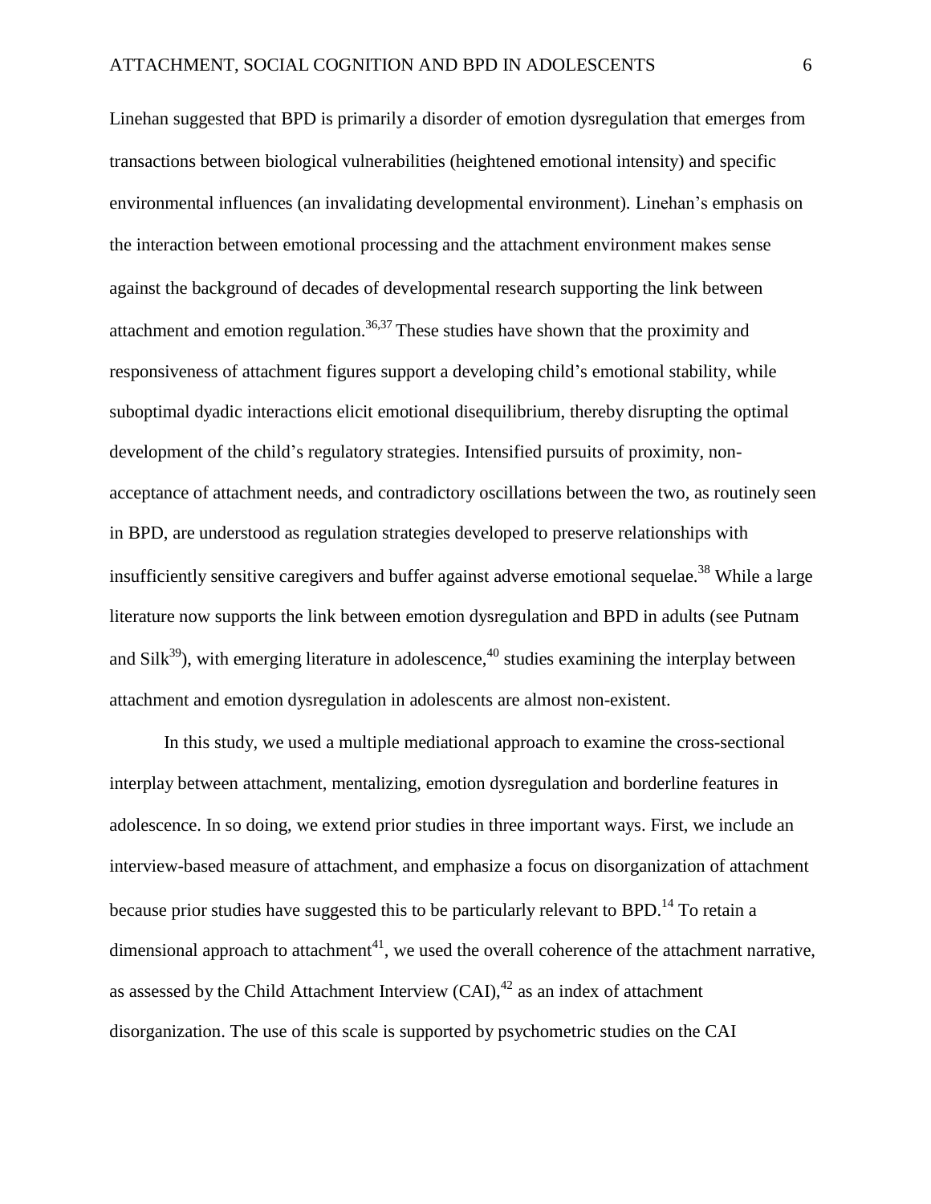Linehan suggested that BPD is primarily a disorder of emotion dysregulation that emerges from transactions between biological vulnerabilities (heightened emotional intensity) and specific environmental influences (an invalidating developmental environment). Linehan's emphasis on the interaction between emotional processing and the attachment environment makes sense against the background of decades of developmental research supporting the link between attachment and emotion regulation.[36,37] These studies have shown that the proximity and responsiveness of attachment figures support a developing child's emotional stability, while suboptimal dyadic interactions elicit emotional disequilibrium, thereby disrupting the optimal development of the child's regulatory strategies. Intensified pursuits of proximity, non-acceptance of attachment needs, and contradictory oscillations between the two, as routinely seen in BPD, are understood as regulation strategies developed to preserve relationships with insufficiently sensitive caregivers and buffer against adverse emotional sequelae.[38] While a large literature now supports the link between emotion dysregulation and BPD in adults (see Putnam and Silk[39]), with emerging literature in adolescence,[40] studies examining the interplay between attachment and emotion dysregulation in adolescents are almost non-existent.

In this study, we used a multiple mediational approach to examine the cross-sectional interplay between attachment, mentalizing, emotion dysregulation and borderline features in adolescence. In so doing, we extend prior studies in three important ways. First, we include an interview-based measure of attachment, and emphasize a focus on disorganization of attachment because prior studies have suggested this to be particularly relevant to BPD.[14] To retain a dimensional approach to attachment[41], we used the overall coherence of the attachment narrative, as assessed by the Child Attachment Interview (CAI),[42] as an index of attachment disorganization. The use of this scale is supported by psychometric studies on the CAI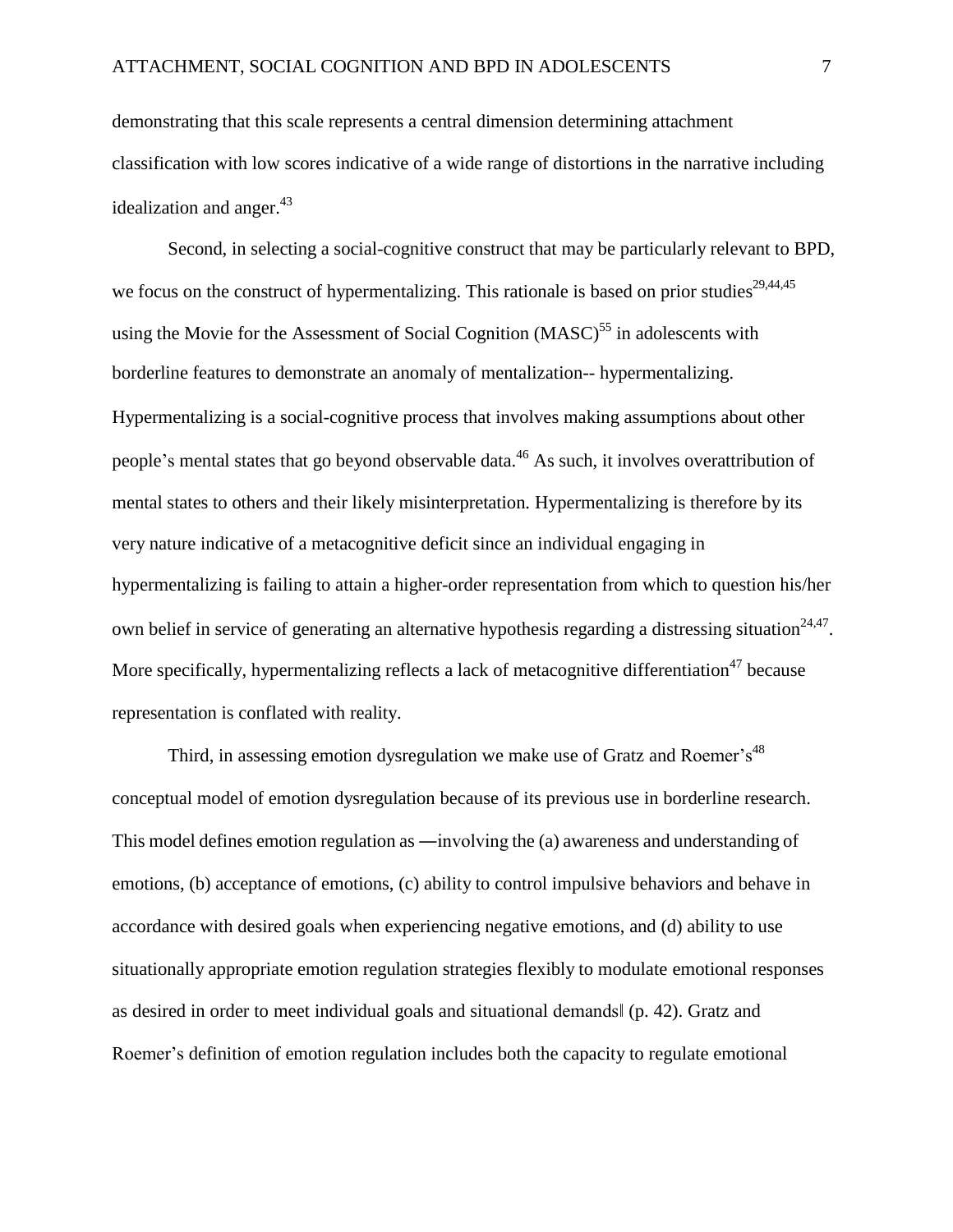demonstrating that this scale represents a central dimension determining attachment classification with low scores indicative of a wide range of distortions in the narrative including idealization and anger.[43]

Second, in selecting a social-cognitive construct that may be particularly relevant to BPD, we focus on the construct of hypermentalizing. This rationale is based on prior studies[29,44,45] using the Movie for the Assessment of Social Cognition (MASC)[55] in adolescents with borderline features to demonstrate an anomaly of mentalization-- hypermentalizing. Hypermentalizing is a social-cognitive process that involves making assumptions about other people's mental states that go beyond observable data.[46] As such, it involves overattribution of mental states to others and their likely misinterpretation. Hypermentalizing is therefore by its very nature indicative of a metacognitive deficit since an individual engaging in hypermentalizing is failing to attain a higher-order representation from which to question his/her own belief in service of generating an alternative hypothesis regarding a distressing situation[24,47]. More specifically, hypermentalizing reflects a lack of metacognitive differentiation[47] because representation is conflated with reality.

Third, in assessing emotion dysregulation we make use of Gratz and Roemer's[48] conceptual model of emotion dysregulation because of its previous use in borderline research. This model defines emotion regulation as ―involving the (a) awareness and understanding of emotions, (b) acceptance of emotions, (c) ability to control impulsive behaviors and behave in accordance with desired goals when experiencing negative emotions, and (d) ability to use situationally appropriate emotion regulation strategies flexibly to modulate emotional responses as desired in order to meet individual goals and situational demands‖ (p. 42). Gratz and Roemer's definition of emotion regulation includes both the capacity to regulate emotional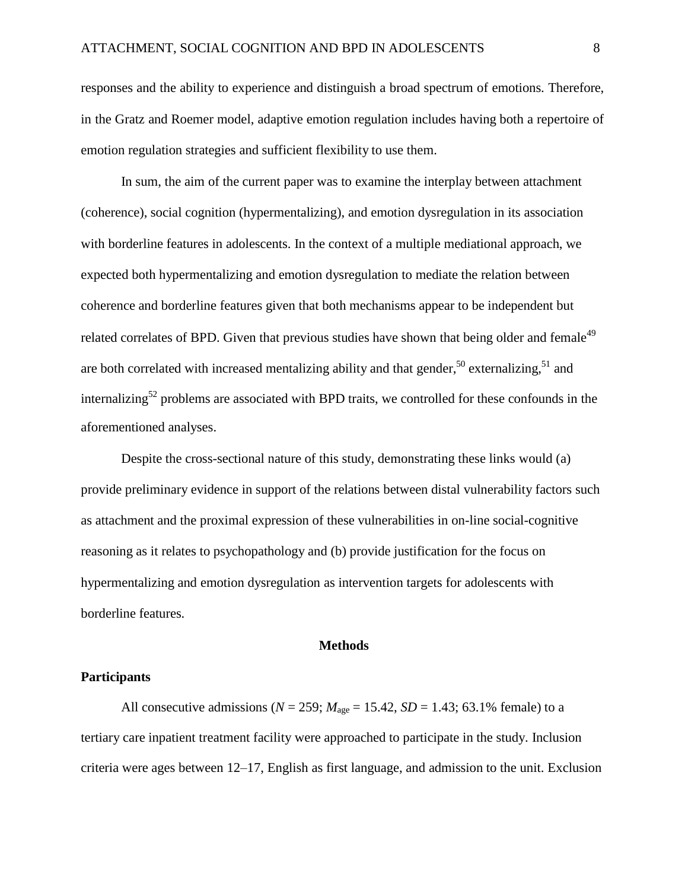responses and the ability to experience and distinguish a broad spectrum of emotions. Therefore, in the Gratz and Roemer model, adaptive emotion regulation includes having both a repertoire of emotion regulation strategies and sufficient flexibility to use them.

In sum, the aim of the current paper was to examine the interplay between attachment (coherence), social cognition (hypermentalizing), and emotion dysregulation in its association with borderline features in adolescents. In the context of a multiple mediational approach, we expected both hypermentalizing and emotion dysregulation to mediate the relation between coherence and borderline features given that both mechanisms appear to be independent but related correlates of BPD. Given that previous studies have shown that being older and female[49] are both correlated with increased mentalizing ability and that gender,[50] externalizing,[51] and internalizing[52] problems are associated with BPD traits, we controlled for these confounds in the aforementioned analyses.

Despite the cross-sectional nature of this study, demonstrating these links would (a) provide preliminary evidence in support of the relations between distal vulnerability factors such as attachment and the proximal expression of these vulnerabilities in on-line social-cognitive reasoning as it relates to psychopathology and (b) provide justification for the focus on hypermentalizing and emotion dysregulation as intervention targets for adolescents with borderline features.

## Methods

### Participants

All consecutive admissions ($N = 259$; $M_{age} = 15.42$, $SD = 1.43$; 63.1% female) to a tertiary care inpatient treatment facility were approached to participate in the study. Inclusion criteria were ages between 12–17, English as first language, and admission to the unit. Exclusion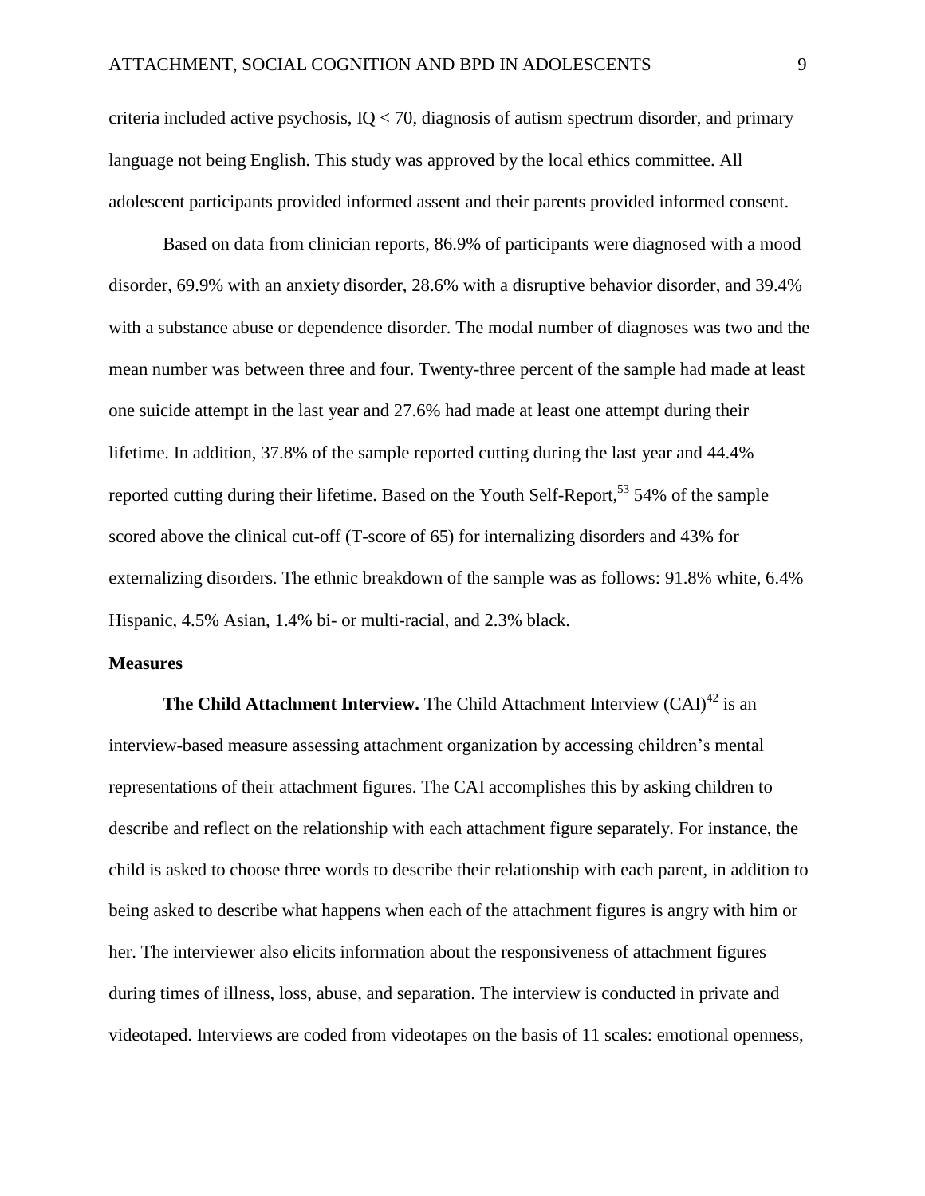criteria included active psychosis, IQ < 70, diagnosis of autism spectrum disorder, and primary language not being English. This study was approved by the local ethics committee. All adolescent participants provided informed assent and their parents provided informed consent.

Based on data from clinician reports, 86.9% of participants were diagnosed with a mood disorder, 69.9% with an anxiety disorder, 28.6% with a disruptive behavior disorder, and 39.4% with a substance abuse or dependence disorder. The modal number of diagnoses was two and the mean number was between three and four. Twenty-three percent of the sample had made at least one suicide attempt in the last year and 27.6% had made at least one attempt during their lifetime. In addition, 37.8% of the sample reported cutting during the last year and 44.4% reported cutting during their lifetime. Based on the Youth Self-Report,[53] 54% of the sample scored above the clinical cut-off (T-score of 65) for internalizing disorders and 43% for externalizing disorders. The ethnic breakdown of the sample was as follows: 91.8% white, 6.4% Hispanic, 4.5% Asian, 1.4% bi- or multi-racial, and 2.3% black.

**Measures**

**The Child Attachment Interview.** The Child Attachment Interview (CAI)[42] is an interview-based measure assessing attachment organization by accessing children's mental representations of their attachment figures. The CAI accomplishes this by asking children to describe and reflect on the relationship with each attachment figure separately. For instance, the child is asked to choose three words to describe their relationship with each parent, in addition to being asked to describe what happens when each of the attachment figures is angry with him or her. The interviewer also elicits information about the responsiveness of attachment figures during times of illness, loss, abuse, and separation. The interview is conducted in private and videotaped. Interviews are coded from videotapes on the basis of 11 scales: emotional openness,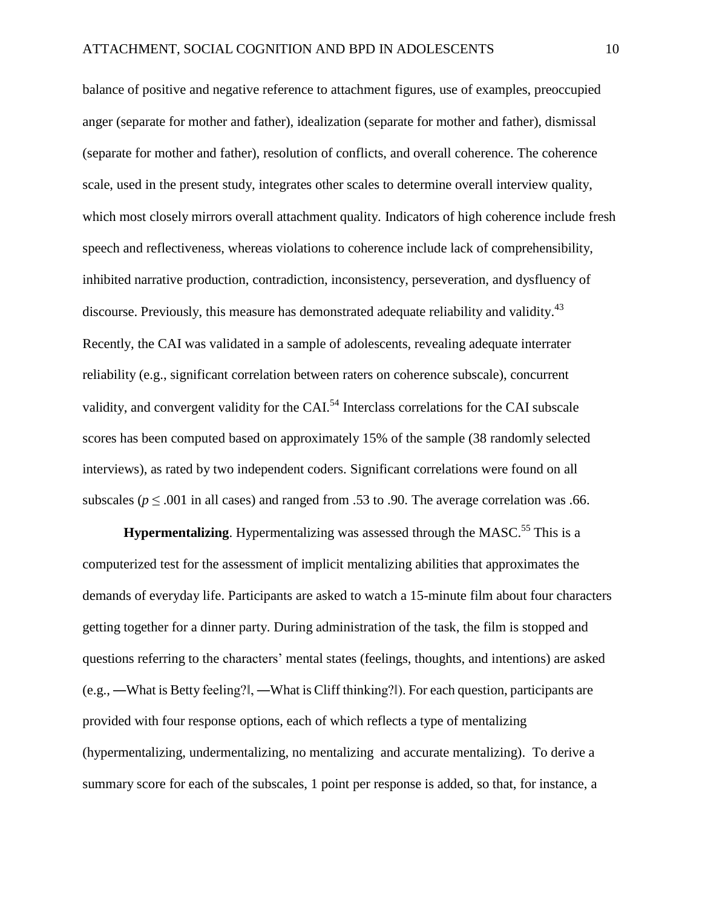balance of positive and negative reference to attachment figures, use of examples, preoccupied anger (separate for mother and father), idealization (separate for mother and father), dismissal (separate for mother and father), resolution of conflicts, and overall coherence. The coherence scale, used in the present study, integrates other scales to determine overall interview quality, which most closely mirrors overall attachment quality. Indicators of high coherence include fresh speech and reflectiveness, whereas violations to coherence include lack of comprehensibility, inhibited narrative production, contradiction, inconsistency, perseveration, and dysfluency of discourse. Previously, this measure has demonstrated adequate reliability and validity.[43] Recently, the CAI was validated in a sample of adolescents, revealing adequate interrater reliability (e.g., significant correlation between raters on coherence subscale), concurrent validity, and convergent validity for the CAI.[54] Interclass correlations for the CAI subscale scores has been computed based on approximately 15% of the sample (38 randomly selected interviews), as rated by two independent coders. Significant correlations were found on all subscales ($p \leq .001$ in all cases) and ranged from .53 to .90. The average correlation was .66.

**Hypermentalizing**. Hypermentalizing was assessed through the MASC.[55] This is a computerized test for the assessment of implicit mentalizing abilities that approximates the demands of everyday life. Participants are asked to watch a 15-minute film about four characters getting together for a dinner party. During administration of the task, the film is stopped and questions referring to the characters' mental states (feelings, thoughts, and intentions) are asked (e.g., ―What is Betty feeling?‖, ―What is Cliff thinking?‖). For each question, participants are provided with four response options, each of which reflects a type of mentalizing (hypermentalizing, undermentalizing, no mentalizing and accurate mentalizing). To derive a summary score for each of the subscales, 1 point per response is added, so that, for instance, a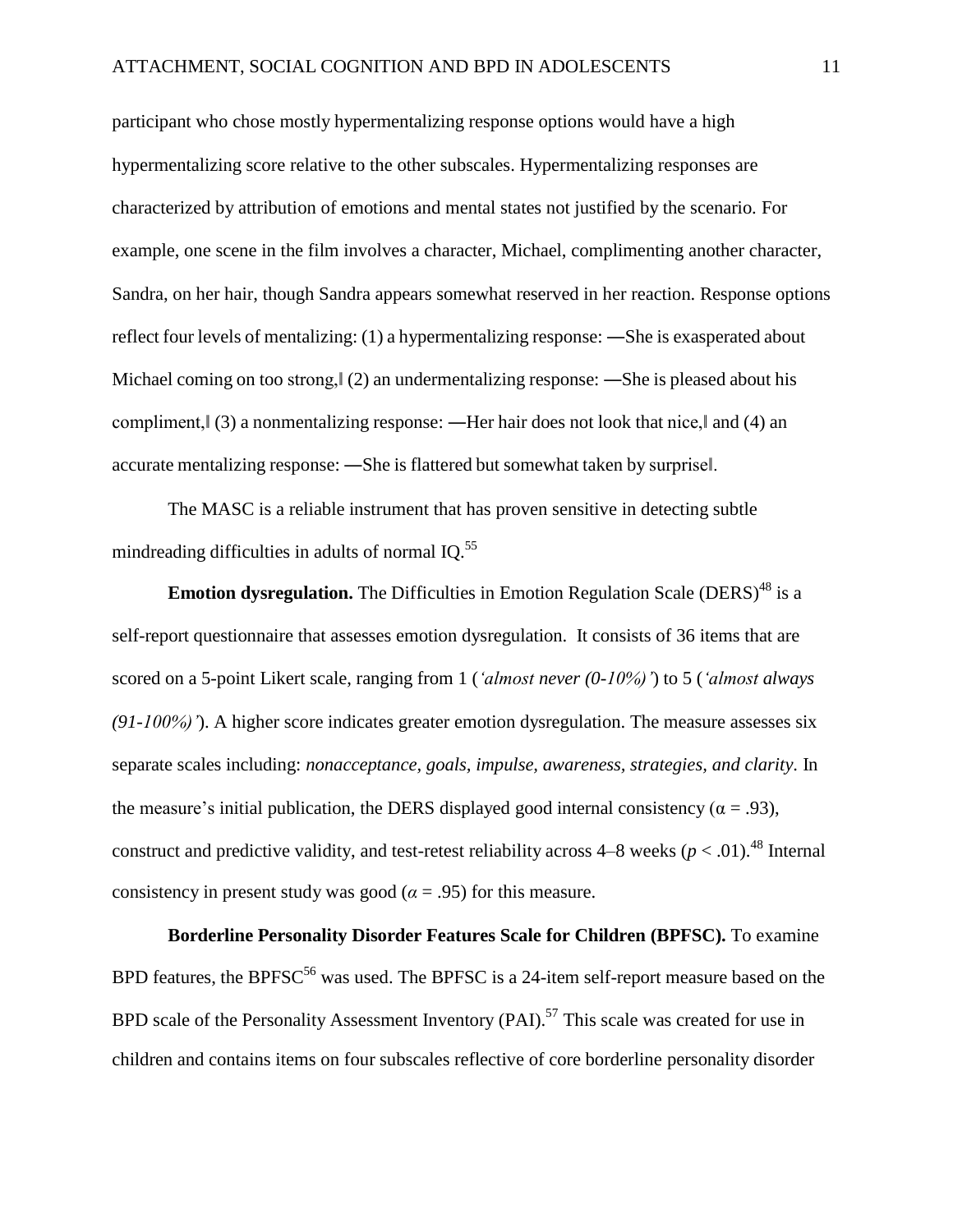participant who chose mostly hypermentalizing response options would have a high hypermentalizing score relative to the other subscales. Hypermentalizing responses are characterized by attribution of emotions and mental states not justified by the scenario. For example, one scene in the film involves a character, Michael, complimenting another character, Sandra, on her hair, though Sandra appears somewhat reserved in her reaction. Response options reflect four levels of mentalizing: (1) a hypermentalizing response: ―She is exasperated about Michael coming on too strong,‖ (2) an undermentalizing response: ―She is pleased about his compliment,‖ (3) a nonmentalizing response: ―Her hair does not look that nice,‖ and (4) an accurate mentalizing response: ―She is flattered but somewhat taken by surprise‖.

The MASC is a reliable instrument that has proven sensitive in detecting subtle mindreading difficulties in adults of normal IQ.[55]

**Emotion dysregulation.** The Difficulties in Emotion Regulation Scale (DERS)[48] is a self-report questionnaire that assesses emotion dysregulation. It consists of 36 items that are scored on a 5-point Likert scale, ranging from 1 (*'almost never (0-10%)'*) to 5 (*'almost always (91-100%)'*). A higher score indicates greater emotion dysregulation. The measure assesses six separate scales including: *nonacceptance, goals, impulse, awareness, strategies, and clarity.* In the measure's initial publication, the DERS displayed good internal consistency ($\alpha = .93$), construct and predictive validity, and test-retest reliability across 4–8 weeks ($p < .01$).[48] Internal consistency in present study was good ($\alpha = .95$) for this measure.

**Borderline Personality Disorder Features Scale for Children (BPFSC).** To examine BPD features, the BPFSC[56] was used. The BPFSC is a 24-item self-report measure based on the BPD scale of the Personality Assessment Inventory (PAI).[57] This scale was created for use in children and contains items on four subscales reflective of core borderline personality disorder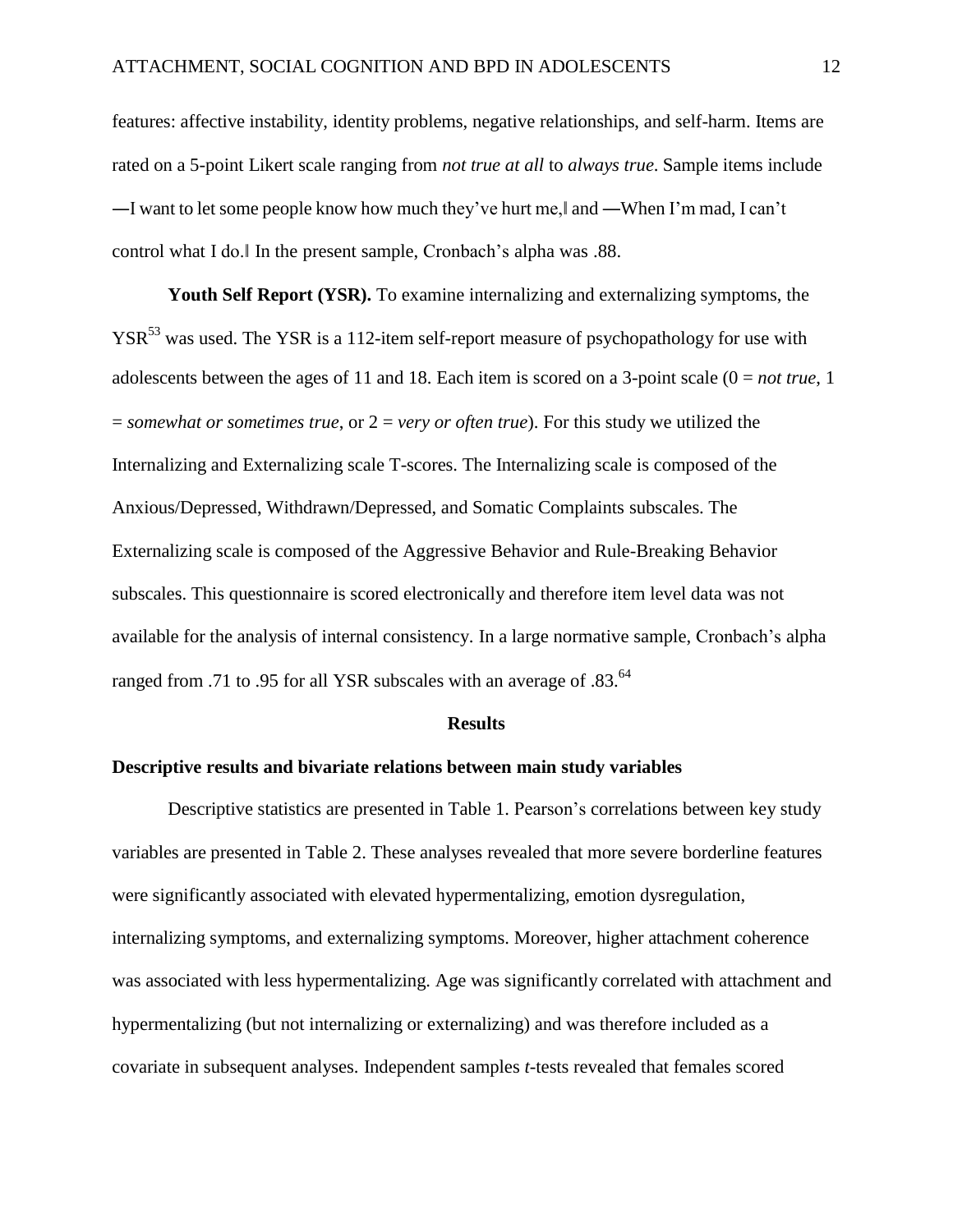features: affective instability, identity problems, negative relationships, and self-harm. Items are rated on a 5-point Likert scale ranging from *not true at all* to *always true*. Sample items include ―I want to let some people know how much they've hurt me,‖ and ―When I'm mad, I can't control what I do.‖ In the present sample, Cronbach's alpha was .88.

**Youth Self Report (YSR).** To examine internalizing and externalizing symptoms, the YSR[53] was used. The YSR is a 112-item self-report measure of psychopathology for use with adolescents between the ages of 11 and 18. Each item is scored on a 3-point scale (0 = *not true*, 1 = *somewhat or sometimes true*, or 2 = *very or often true*). For this study we utilized the Internalizing and Externalizing scale T-scores. The Internalizing scale is composed of the Anxious/Depressed, Withdrawn/Depressed, and Somatic Complaints subscales. The Externalizing scale is composed of the Aggressive Behavior and Rule-Breaking Behavior subscales. This questionnaire is scored electronically and therefore item level data was not available for the analysis of internal consistency. In a large normative sample, Cronbach's alpha ranged from .71 to .95 for all YSR subscales with an average of .83.[64]

## Results

### Descriptive results and bivariate relations between main study variables

Descriptive statistics are presented in Table 1. Pearson's correlations between key study variables are presented in Table 2. These analyses revealed that more severe borderline features were significantly associated with elevated hypermentalizing, emotion dysregulation, internalizing symptoms, and externalizing symptoms. Moreover, higher attachment coherence was associated with less hypermentalizing. Age was significantly correlated with attachment and hypermentalizing (but not internalizing or externalizing) and was therefore included as a covariate in subsequent analyses. Independent samples *t*-tests revealed that females scored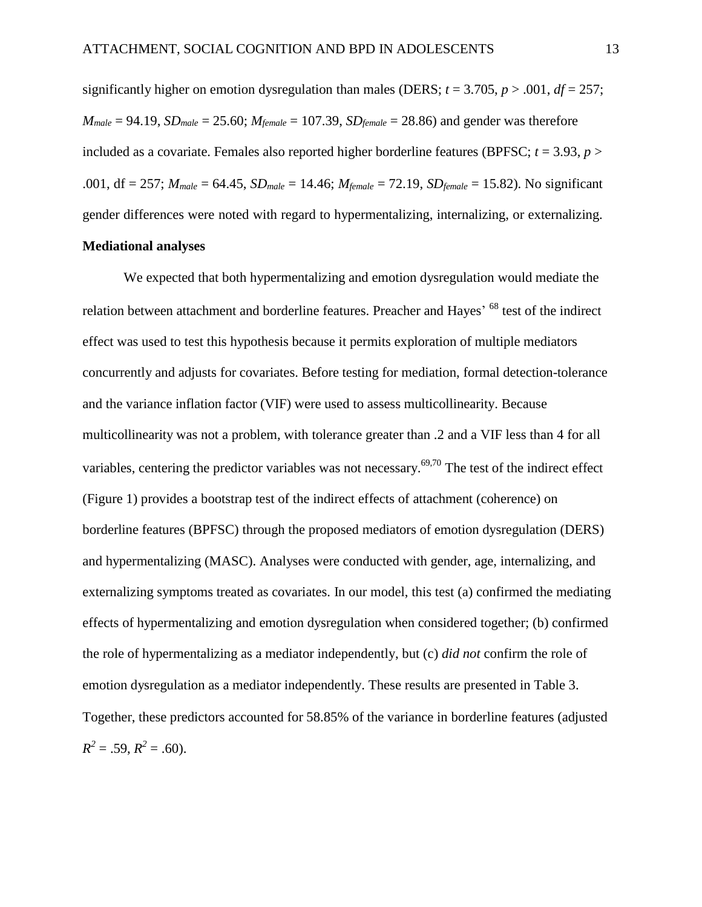significantly higher on emotion dysregulation than males (DERS; $t = 3.705$, $p > .001$, $df = 257$; $M_{male} = 94.19$, $SD_{male} = 25.60$; $M_{female} = 107.39$, $SD_{female} = 28.86$) and gender was therefore included as a covariate. Females also reported higher borderline features (BPFSC; $t = 3.93$, $p > .001$, df = 257; $M_{male} = 64.45$, $SD_{male} = 14.46$; $M_{female} = 72.19$, $SD_{female} = 15.82$). No significant gender differences were noted with regard to hypermentalizing, internalizing, or externalizing.

**Mediational analyses**

We expected that both hypermentalizing and emotion dysregulation would mediate the relation between attachment and borderline features. Preacher and Hayes' [68] test of the indirect effect was used to test this hypothesis because it permits exploration of multiple mediators concurrently and adjusts for covariates. Before testing for mediation, formal detection-tolerance and the variance inflation factor (VIF) were used to assess multicollinearity. Because multicollinearity was not a problem, with tolerance greater than .2 and a VIF less than 4 for all variables, centering the predictor variables was not necessary.[69,70] The test of the indirect effect (Figure 1) provides a bootstrap test of the indirect effects of attachment (coherence) on borderline features (BPFSC) through the proposed mediators of emotion dysregulation (DERS) and hypermentalizing (MASC). Analyses were conducted with gender, age, internalizing, and externalizing symptoms treated as covariates. In our model, this test (a) confirmed the mediating effects of hypermentalizing and emotion dysregulation when considered together; (b) confirmed the role of hypermentalizing as a mediator independently, but (c) *did not* confirm the role of emotion dysregulation as a mediator independently. These results are presented in Table 3. Together, these predictors accounted for 58.85% of the variance in borderline features (adjusted $R^2 = .59$, $R^2 = .60$).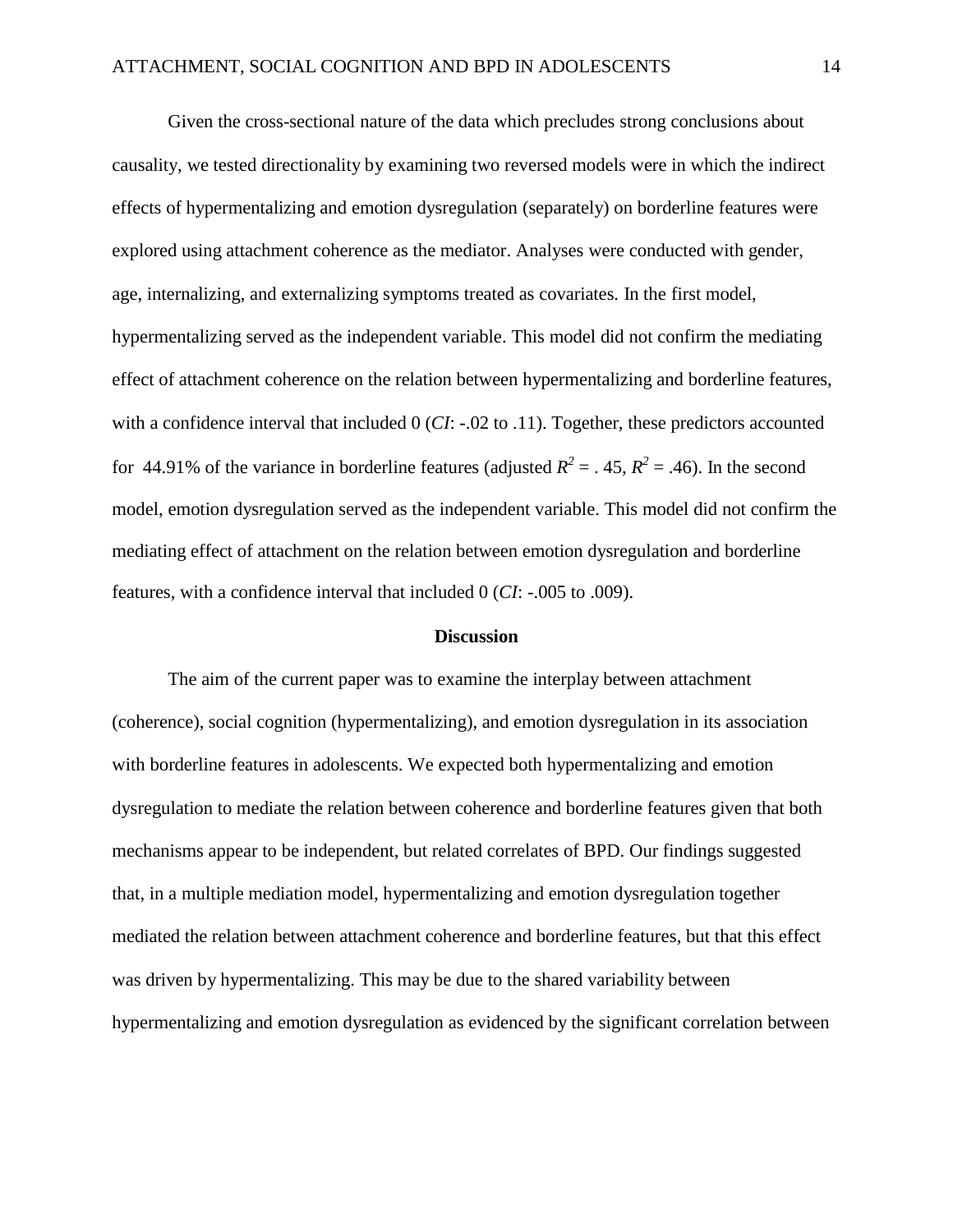Given the cross-sectional nature of the data which precludes strong conclusions about causality, we tested directionality by examining two reversed models were in which the indirect effects of hypermentalizing and emotion dysregulation (separately) on borderline features were explored using attachment coherence as the mediator. Analyses were conducted with gender, age, internalizing, and externalizing symptoms treated as covariates. In the first model, hypermentalizing served as the independent variable. This model did not confirm the mediating effect of attachment coherence on the relation between hypermentalizing and borderline features, with a confidence interval that included 0 (*CI*: -.02 to .11). Together, these predictors accounted for 44.91% of the variance in borderline features (adjusted $R^2$ = . 45, $R^2$ = .46). In the second model, emotion dysregulation served as the independent variable. This model did not confirm the mediating effect of attachment on the relation between emotion dysregulation and borderline features, with a confidence interval that included 0 (*CI*: -.005 to .009).

## Discussion

The aim of the current paper was to examine the interplay between attachment (coherence), social cognition (hypermentalizing), and emotion dysregulation in its association with borderline features in adolescents. We expected both hypermentalizing and emotion dysregulation to mediate the relation between coherence and borderline features given that both mechanisms appear to be independent, but related correlates of BPD. Our findings suggested that, in a multiple mediation model, hypermentalizing and emotion dysregulation together mediated the relation between attachment coherence and borderline features, but that this effect was driven by hypermentalizing. This may be due to the shared variability between hypermentalizing and emotion dysregulation as evidenced by the significant correlation between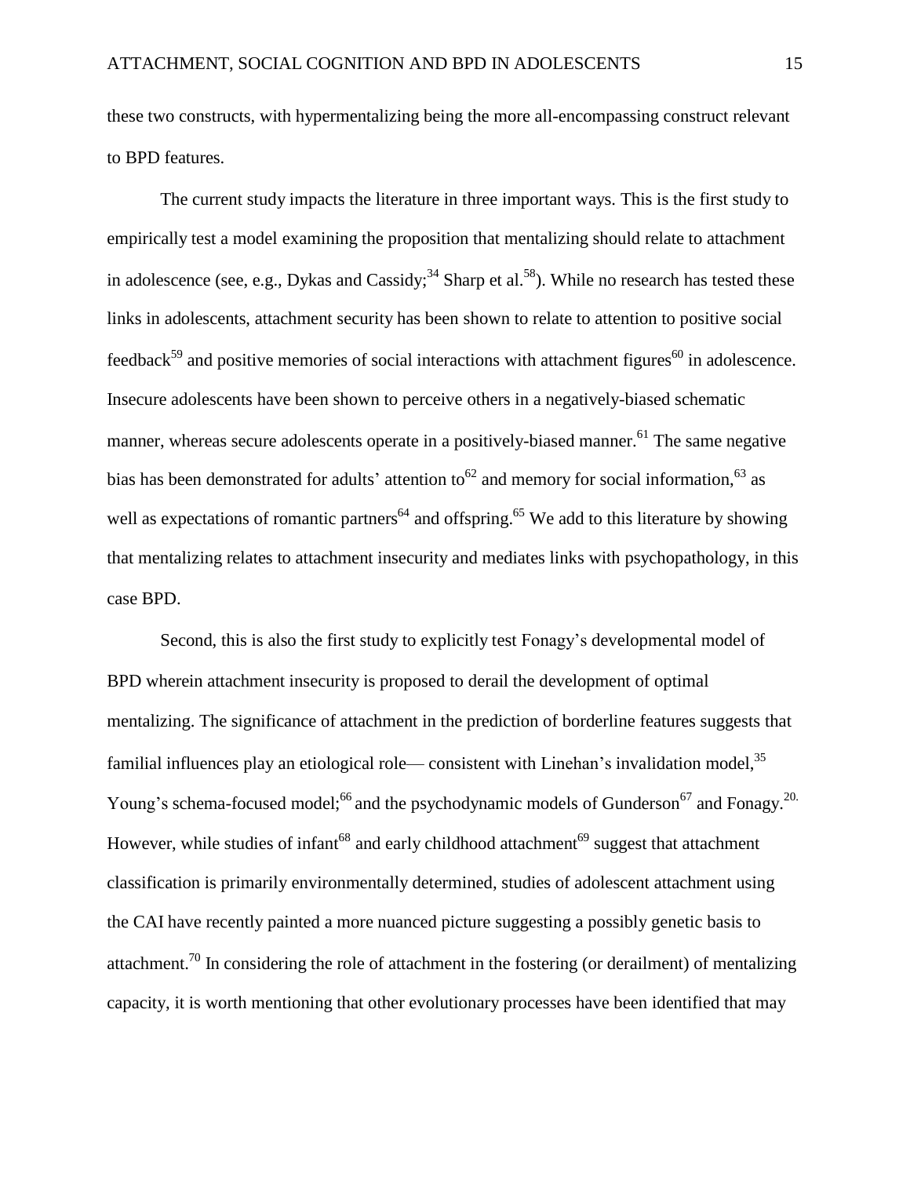these two constructs, with hypermentalizing being the more all-encompassing construct relevant to BPD features.

The current study impacts the literature in three important ways. This is the first study to empirically test a model examining the proposition that mentalizing should relate to attachment in adolescence (see, e.g., Dykas and Cassidy;[34] Sharp et al.[58]). While no research has tested these links in adolescents, attachment security has been shown to relate to attention to positive social feedback[59] and positive memories of social interactions with attachment figures[60] in adolescence. Insecure adolescents have been shown to perceive others in a negatively-biased schematic manner, whereas secure adolescents operate in a positively-biased manner.[61] The same negative bias has been demonstrated for adults' attention to[62] and memory for social information,[63] as well as expectations of romantic partners[64] and offspring.[65] We add to this literature by showing that mentalizing relates to attachment insecurity and mediates links with psychopathology, in this case BPD.

Second, this is also the first study to explicitly test Fonagy's developmental model of BPD wherein attachment insecurity is proposed to derail the development of optimal mentalizing. The significance of attachment in the prediction of borderline features suggests that familial influences play an etiological role— consistent with Linehan's invalidation model,[35] Young's schema-focused model;[66] and the psychodynamic models of Gunderson[67] and Fonagy.[20] However, while studies of infant[68] and early childhood attachment[69] suggest that attachment classification is primarily environmentally determined, studies of adolescent attachment using the CAI have recently painted a more nuanced picture suggesting a possibly genetic basis to attachment.[70] In considering the role of attachment in the fostering (or derailment) of mentalizing capacity, it is worth mentioning that other evolutionary processes have been identified that may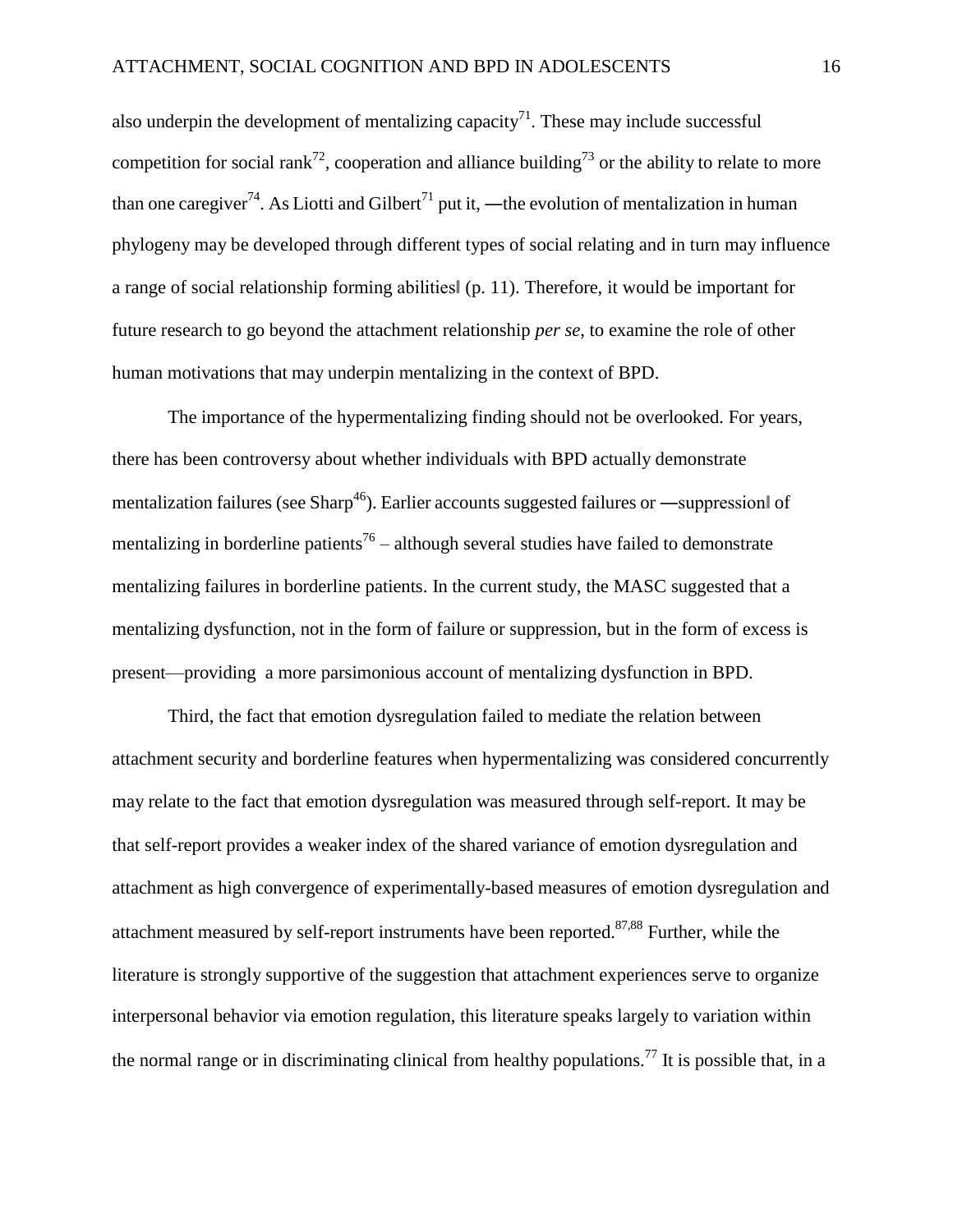also underpin the development of mentalizing capacity[71]. These may include successful competition for social rank[72], cooperation and alliance building[73] or the ability to relate to more than one caregiver[74]. As Liotti and Gilbert[71] put it, ―the evolution of mentalization in human phylogeny may be developed through different types of social relating and in turn may influence a range of social relationship forming abilities‖ (p. 11). Therefore, it would be important for future research to go beyond the attachment relationship *per se*, to examine the role of other human motivations that may underpin mentalizing in the context of BPD.

The importance of the hypermentalizing finding should not be overlooked. For years, there has been controversy about whether individuals with BPD actually demonstrate mentalization failures (see Sharp[46]). Earlier accounts suggested failures or ―suppression‖ of mentalizing in borderline patients[76] – although several studies have failed to demonstrate mentalizing failures in borderline patients. In the current study, the MASC suggested that a mentalizing dysfunction, not in the form of failure or suppression, but in the form of excess is present—providing a more parsimonious account of mentalizing dysfunction in BPD.

Third, the fact that emotion dysregulation failed to mediate the relation between attachment security and borderline features when hypermentalizing was considered concurrently may relate to the fact that emotion dysregulation was measured through self-report. It may be that self-report provides a weaker index of the shared variance of emotion dysregulation and attachment as high convergence of experimentally-based measures of emotion dysregulation and attachment measured by self-report instruments have been reported.[87,88] Further, while the literature is strongly supportive of the suggestion that attachment experiences serve to organize interpersonal behavior via emotion regulation, this literature speaks largely to variation within the normal range or in discriminating clinical from healthy populations.[77] It is possible that, in a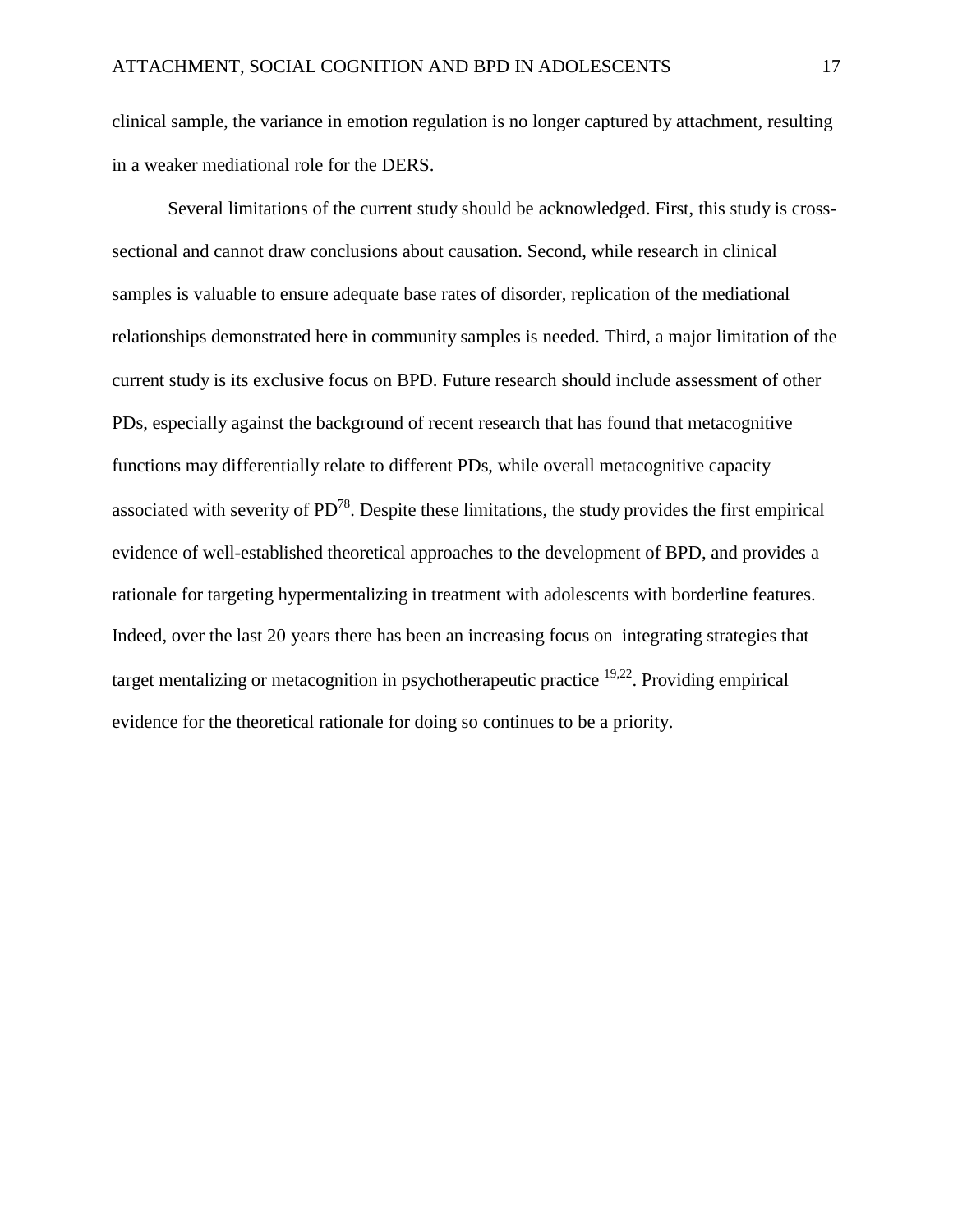clinical sample, the variance in emotion regulation is no longer captured by attachment, resulting in a weaker mediational role for the DERS.

Several limitations of the current study should be acknowledged. First, this study is cross-sectional and cannot draw conclusions about causation. Second, while research in clinical samples is valuable to ensure adequate base rates of disorder, replication of the mediational relationships demonstrated here in community samples is needed. Third, a major limitation of the current study is its exclusive focus on BPD. Future research should include assessment of other PDs, especially against the background of recent research that has found that metacognitive functions may differentially relate to different PDs, while overall metacognitive capacity associated with severity of PD[78]. Despite these limitations, the study provides the first empirical evidence of well-established theoretical approaches to the development of BPD, and provides a rationale for targeting hypermentalizing in treatment with adolescents with borderline features. Indeed, over the last 20 years there has been an increasing focus on integrating strategies that target mentalizing or metacognition in psychotherapeutic practice [19,22]. Providing empirical evidence for the theoretical rationale for doing so continues to be a priority.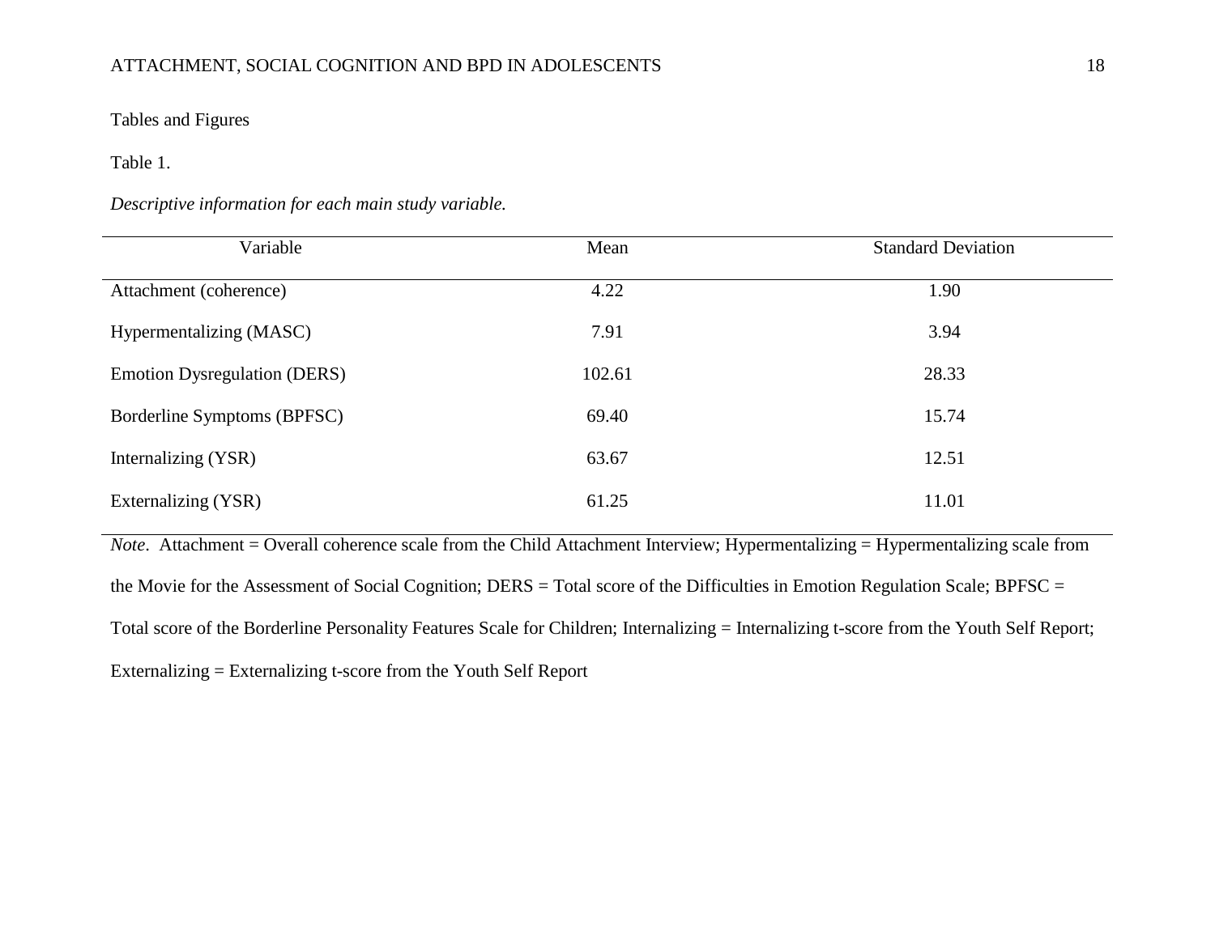Tables and Figures

Table 1.

*Descriptive information for each main study variable.*

| Variable | Mean | Standard Deviation |
|---|---|---|
| Attachment (coherence) | 4.22 | 1.90 |
| Hypermentalizing (MASC) | 7.91 | 3.94 |
| Emotion Dysregulation (DERS) | 102.61 | 28.33 |
| Borderline Symptoms (BPFSC) | 69.40 | 15.74 |
| Internalizing (YSR) | 63.67 | 12.51 |
| Externalizing (YSR) | 61.25 | 11.01 |

*Note*. Attachment = Overall coherence scale from the Child Attachment Interview; Hypermentalizing = Hypermentalizing scale from the Movie for the Assessment of Social Cognition; DERS = Total score of the Difficulties in Emotion Regulation Scale; BPFSC = Total score of the Borderline Personality Features Scale for Children; Internalizing = Internalizing t-score from the Youth Self Report; Externalizing = Externalizing t-score from the Youth Self Report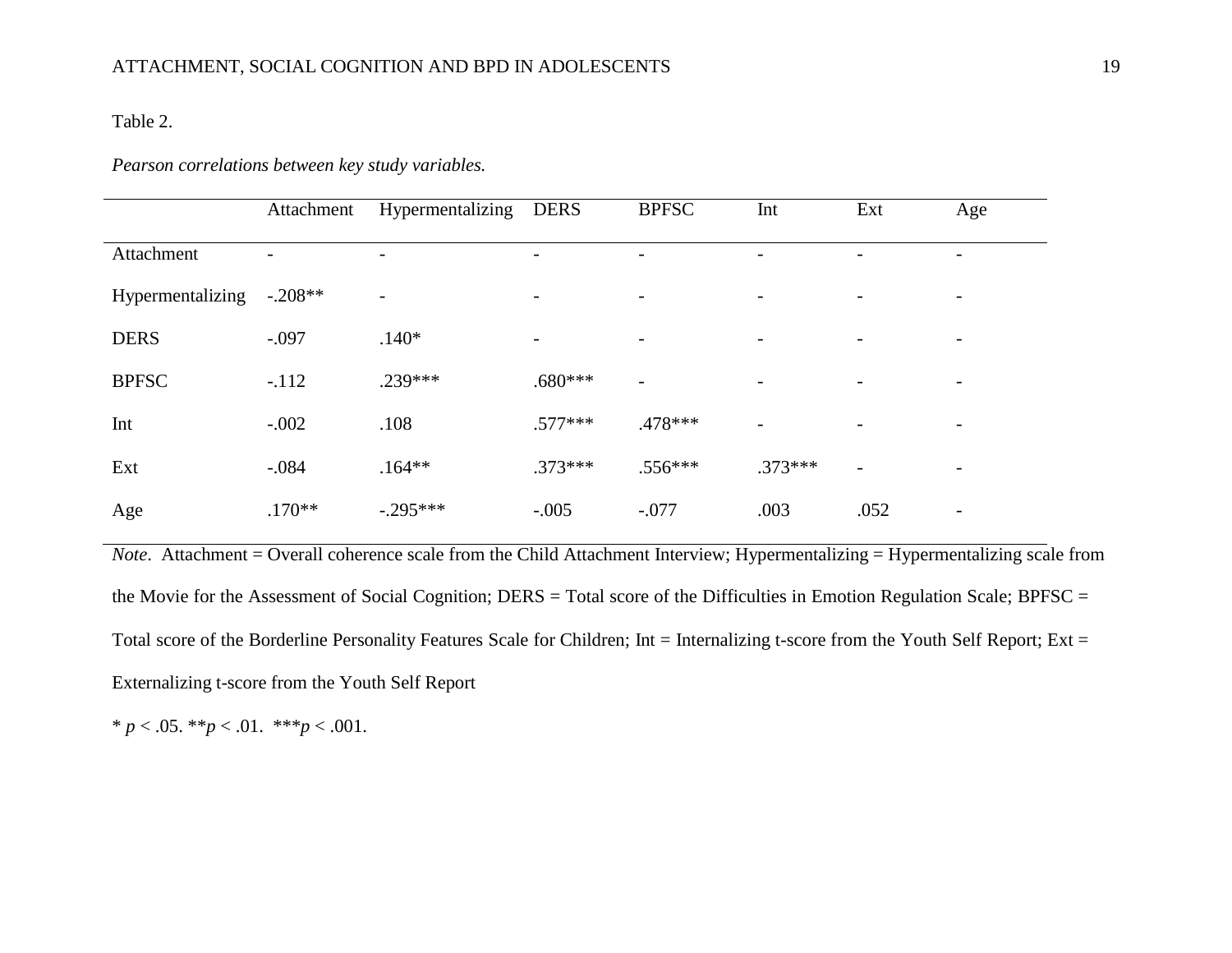Table 2.

*Pearson correlations between key study variables.*

| | Attachment | Hypermentalizing | DERS | BPFSC | Int | Ext | Age |
|---|---|---|---|---|---|---|---|
| Attachment | - | - | - | - | - | - | - |
| Hypermentalizing | -.208** | - | - | - | - | - | - |
| DERS | -.097 | .140* | - | - | - | - | - |
| BPFSC | -.112 | .239*** | .680*** | - | - | - | - |
| Int | -.002 | .108 | .577*** | .478*** | - | - | - |
| Ext | -.084 | .164** | .373*** | .556*** | .373*** | - | - |
| Age | .170** | -.295*** | -.005 | -.077 | .003 | .052 | - |

*Note*. Attachment = Overall coherence scale from the Child Attachment Interview; Hypermentalizing = Hypermentalizing scale from the Movie for the Assessment of Social Cognition; DERS = Total score of the Difficulties in Emotion Regulation Scale; BPFSC = Total score of the Borderline Personality Features Scale for Children; Int = Internalizing t-score from the Youth Self Report; Ext = Externalizing t-score from the Youth Self Report

* $p < .05$. ** $p < .01$. *** $p < .001$.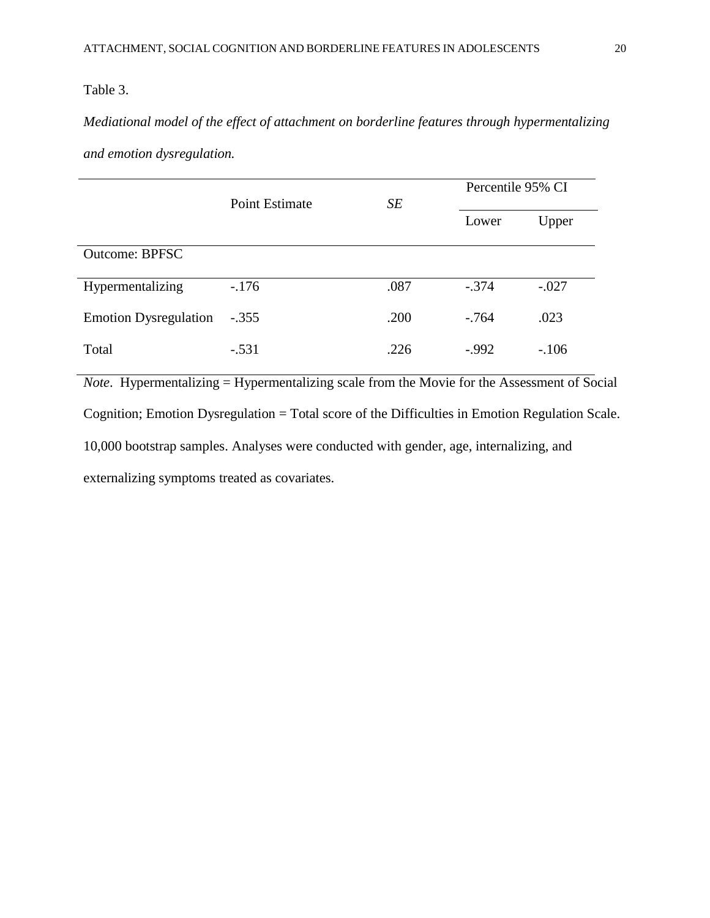Table 3.

*Mediational model of the effect of attachment on borderline features through hypermentalizing and emotion dysregulation.*

| | Point Estimate | *SE* | Percentile 95% CI | |
|---|---|---|---|---|
| | | | Lower | Upper |
| Outcome: BPFSC | | | | |
| Hypermentalizing | -.176 | .087 | -.374 | -.027 |
| Emotion Dysregulation | -.355 | .200 | -.764 | .023 |
| Total | -.531 | .226 | -.992 | -.106 |

*Note*. Hypermentalizing = Hypermentalizing scale from the Movie for the Assessment of Social Cognition; Emotion Dysregulation = Total score of the Difficulties in Emotion Regulation Scale. 10,000 bootstrap samples. Analyses were conducted with gender, age, internalizing, and externalizing symptoms treated as covariates.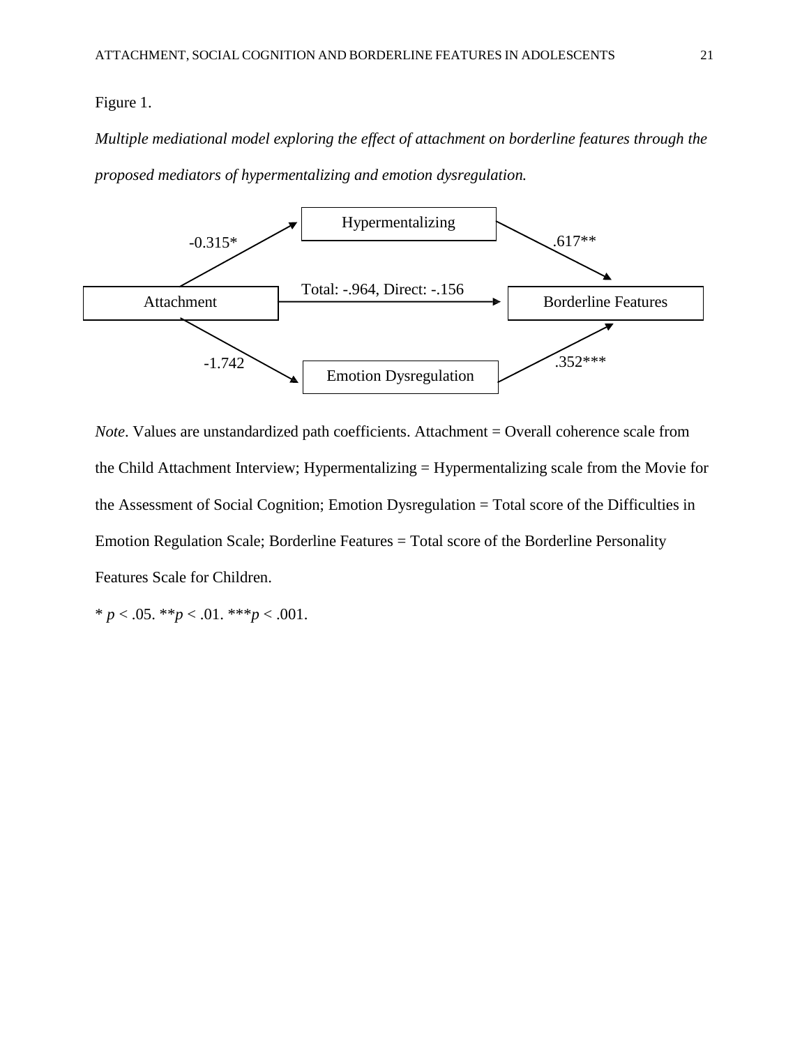Figure 1.

*Multiple mediational model exploring the effect of attachment on borderline features through the proposed mediators of hypermentalizing and emotion dysregulation.*

Hypermentalizing

-0.315*

.617**

Total: -.964, Direct: -.156

Attachment

Borderline Features

-1.742

.352***

Emotion Dysregulation

*Note*. Values are unstandardized path coefficients. Attachment = Overall coherence scale from the Child Attachment Interview; Hypermentalizing = Hypermentalizing scale from the Movie for the Assessment of Social Cognition; Emotion Dysregulation = Total score of the Difficulties in Emotion Regulation Scale; Borderline Features = Total score of the Borderline Personality Features Scale for Children.

* $p < .05$. ** $p < .01$. *** $p < .001$.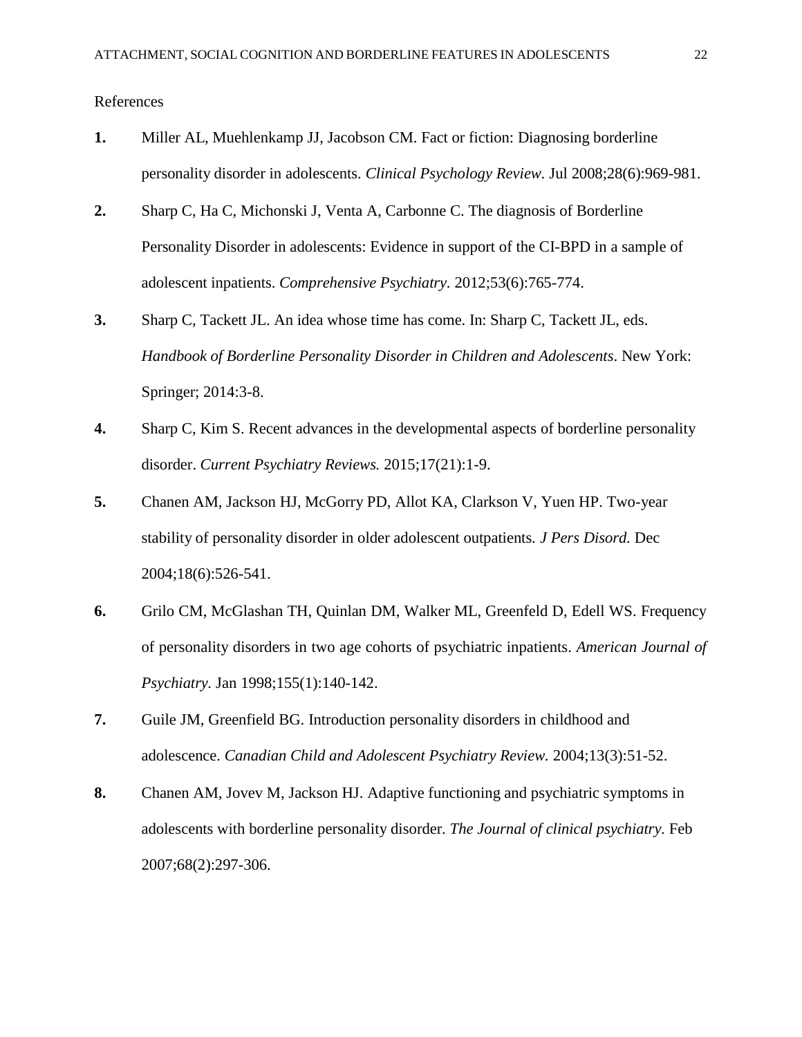References

**1.** Miller AL, Muehlenkamp JJ, Jacobson CM. Fact or fiction: Diagnosing borderline personality disorder in adolescents. *Clinical Psychology Review.* Jul 2008;28(6):969-981.

**2.** Sharp C, Ha C, Michonski J, Venta A, Carbonne C. The diagnosis of Borderline Personality Disorder in adolescents: Evidence in support of the CI-BPD in a sample of adolescent inpatients. *Comprehensive Psychiatry*. 2012;53(6):765-774.

**3.** Sharp C, Tackett JL. An idea whose time has come. In: Sharp C, Tackett JL, eds. *Handbook of Borderline Personality Disorder in Children and Adolescents*. New York: Springer; 2014:3-8.

**4.** Sharp C, Kim S. Recent advances in the developmental aspects of borderline personality disorder. *Current Psychiatry Reviews.* 2015;17(21):1-9.

**5.** Chanen AM, Jackson HJ, McGorry PD, Allot KA, Clarkson V, Yuen HP. Two-year stability of personality disorder in older adolescent outpatients. *J Pers Disord.* Dec 2004;18(6):526-541.

**6.** Grilo CM, McGlashan TH, Quinlan DM, Walker ML, Greenfeld D, Edell WS. Frequency of personality disorders in two age cohorts of psychiatric inpatients. *American Journal of Psychiatry.* Jan 1998;155(1):140-142.

**7.** Guile JM, Greenfield BG. Introduction personality disorders in childhood and adolescence. *Canadian Child and Adolescent Psychiatry Review.* 2004;13(3):51-52.

**8.** Chanen AM, Jovev M, Jackson HJ. Adaptive functioning and psychiatric symptoms in adolescents with borderline personality disorder. *The Journal of clinical psychiatry.* Feb 2007;68(2):297-306.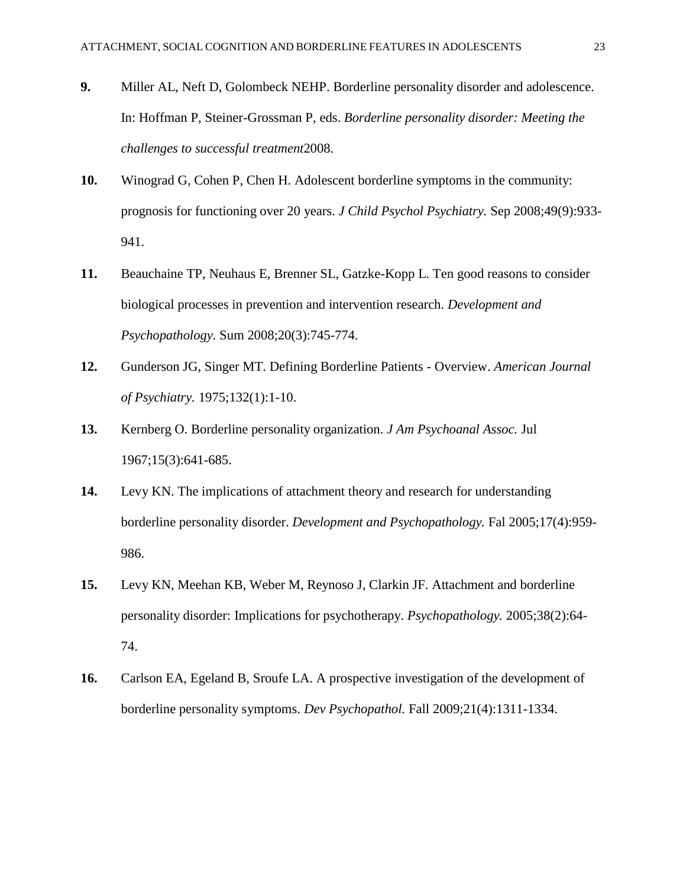**9.** Miller AL, Neft D, Golombeck NEHP. Borderline personality disorder and adolescence. In: Hoffman P, Steiner-Grossman P, eds. *Borderline personality disorder: Meeting the challenges to successful treatment*2008.

**10.** Winograd G, Cohen P, Chen H. Adolescent borderline symptoms in the community: prognosis for functioning over 20 years. *J Child Psychol Psychiatry.* Sep 2008;49(9):933-941.

**11.** Beauchaine TP, Neuhaus E, Brenner SL, Gatzke-Kopp L. Ten good reasons to consider biological processes in prevention and intervention research. *Development and Psychopathology.* Sum 2008;20(3):745-774.

**12.** Gunderson JG, Singer MT. Defining Borderline Patients - Overview. *American Journal of Psychiatry.* 1975;132(1):1-10.

**13.** Kernberg O. Borderline personality organization. *J Am Psychoanal Assoc.* Jul 1967;15(3):641-685.

**14.** Levy KN. The implications of attachment theory and research for understanding borderline personality disorder. *Development and Psychopathology.* Fal 2005;17(4):959-986.

**15.** Levy KN, Meehan KB, Weber M, Reynoso J, Clarkin JF. Attachment and borderline personality disorder: Implications for psychotherapy. *Psychopathology.* 2005;38(2):64-74.

**16.** Carlson EA, Egeland B, Sroufe LA. A prospective investigation of the development of borderline personality symptoms. *Dev Psychopathol.* Fall 2009;21(4):1311-1334.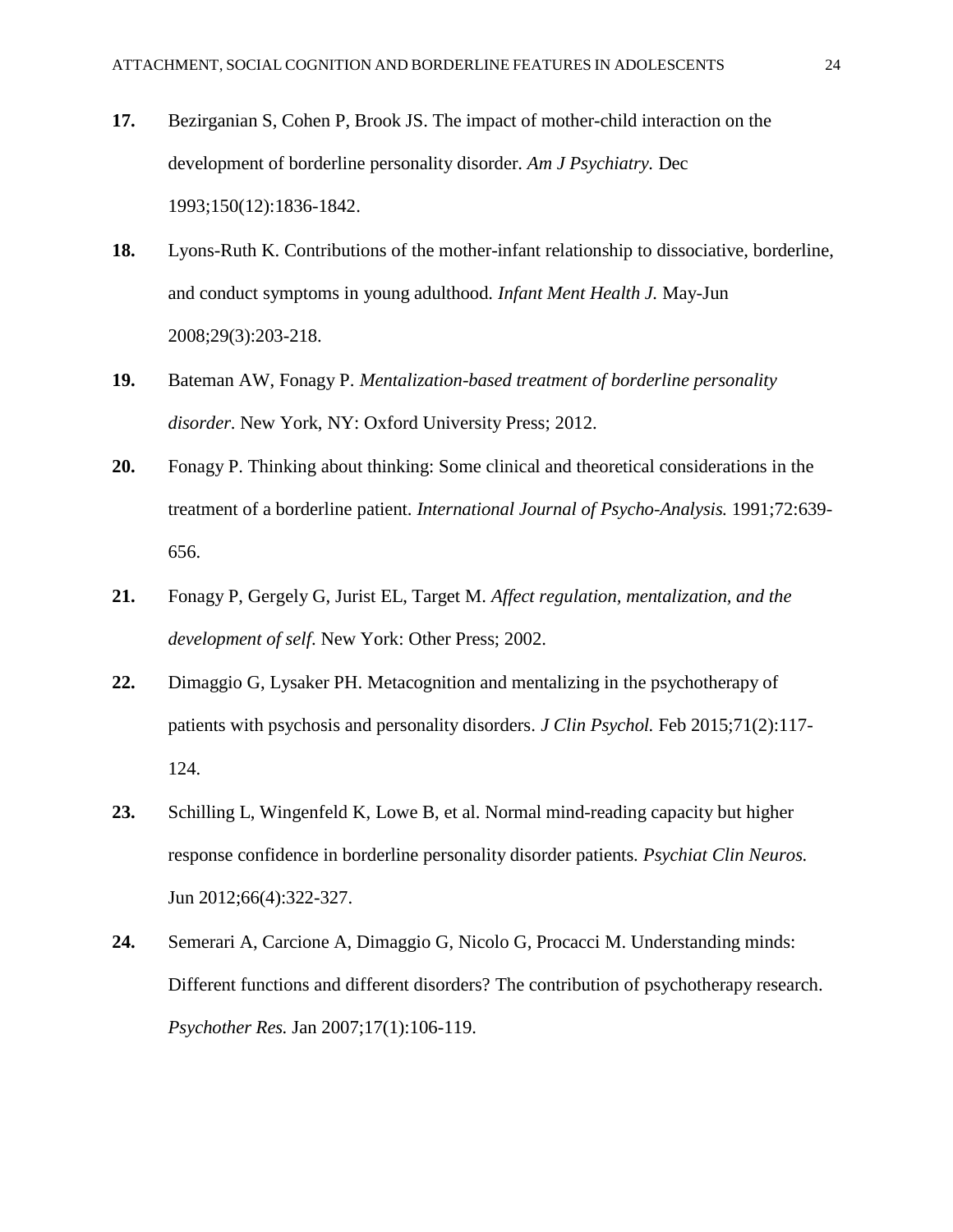**17.** Bezirganian S, Cohen P, Brook JS. The impact of mother-child interaction on the development of borderline personality disorder. *Am J Psychiatry.* Dec 1993;150(12):1836-1842.

**18.** Lyons-Ruth K. Contributions of the mother-infant relationship to dissociative, borderline, and conduct symptoms in young adulthood. *Infant Ment Health J.* May-Jun 2008;29(3):203-218.

**19.** Bateman AW, Fonagy P. *Mentalization-based treatment of borderline personality disorder.* New York, NY: Oxford University Press; 2012.

**20.** Fonagy P. Thinking about thinking: Some clinical and theoretical considerations in the treatment of a borderline patient. *International Journal of Psycho-Analysis.* 1991;72:639-656.

**21.** Fonagy P, Gergely G, Jurist EL, Target M. *Affect regulation, mentalization, and the development of self.* New York: Other Press; 2002.

**22.** Dimaggio G, Lysaker PH. Metacognition and mentalizing in the psychotherapy of patients with psychosis and personality disorders. *J Clin Psychol.* Feb 2015;71(2):117-124.

**23.** Schilling L, Wingenfeld K, Lowe B, et al. Normal mind-reading capacity but higher response confidence in borderline personality disorder patients. *Psychiat Clin Neuros.* Jun 2012;66(4):322-327.

**24.** Semerari A, Carcione A, Dimaggio G, Nicolo G, Procacci M. Understanding minds: Different functions and different disorders? The contribution of psychotherapy research. *Psychother Res.* Jan 2007;17(1):106-119.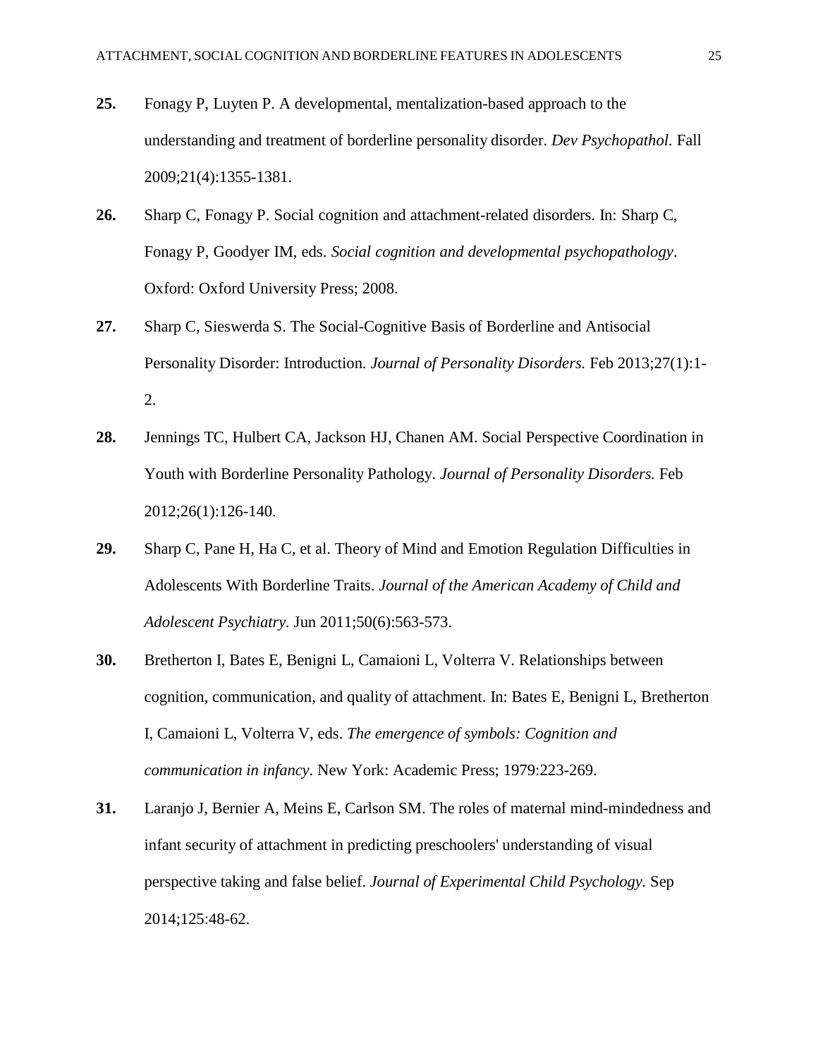**25.** Fonagy P, Luyten P. A developmental, mentalization-based approach to the understanding and treatment of borderline personality disorder. *Dev Psychopathol.* Fall 2009;21(4):1355-1381.

**26.** Sharp C, Fonagy P. Social cognition and attachment-related disorders. In: Sharp C, Fonagy P, Goodyer IM, eds. *Social cognition and developmental psychopathology*. Oxford: Oxford University Press; 2008.

**27.** Sharp C, Sieswerda S. The Social-Cognitive Basis of Borderline and Antisocial Personality Disorder: Introduction. *Journal of Personality Disorders.* Feb 2013;27(1):1-2.

**28.** Jennings TC, Hulbert CA, Jackson HJ, Chanen AM. Social Perspective Coordination in Youth with Borderline Personality Pathology. *Journal of Personality Disorders.* Feb 2012;26(1):126-140.

**29.** Sharp C, Pane H, Ha C, et al. Theory of Mind and Emotion Regulation Difficulties in Adolescents With Borderline Traits. *Journal of the American Academy of Child and Adolescent Psychiatry.* Jun 2011;50(6):563-573.

**30.** Bretherton I, Bates E, Benigni L, Camaioni L, Volterra V. Relationships between cognition, communication, and quality of attachment. In: Bates E, Benigni L, Bretherton I, Camaioni L, Volterra V, eds. *The emergence of symbols: Cognition and communication in infancy*. New York: Academic Press; 1979:223-269.

**31.** Laranjo J, Bernier A, Meins E, Carlson SM. The roles of maternal mind-mindedness and infant security of attachment in predicting preschoolers' understanding of visual perspective taking and false belief. *Journal of Experimental Child Psychology.* Sep 2014;125:48-62.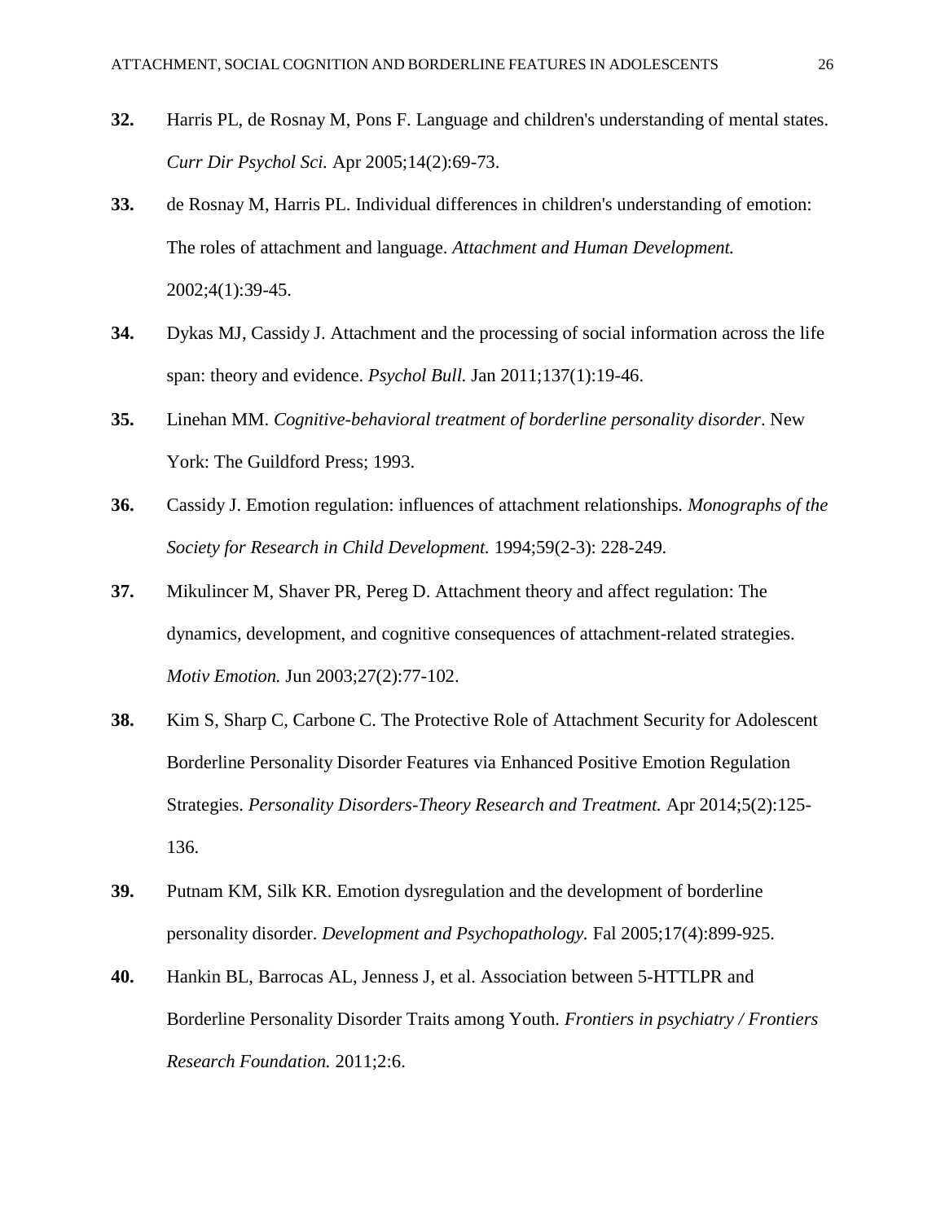**32.** Harris PL, de Rosnay M, Pons F. Language and children's understanding of mental states. *Curr Dir Psychol Sci.* Apr 2005;14(2):69-73.

**33.** de Rosnay M, Harris PL. Individual differences in children's understanding of emotion: The roles of attachment and language. *Attachment and Human Development.* 2002;4(1):39-45.

**34.** Dykas MJ, Cassidy J. Attachment and the processing of social information across the life span: theory and evidence. *Psychol Bull.* Jan 2011;137(1):19-46.

**35.** Linehan MM. *Cognitive-behavioral treatment of borderline personality disorder*. New York: The Guildford Press; 1993.

**36.** Cassidy J. Emotion regulation: influences of attachment relationships. *Monographs of the Society for Research in Child Development.* 1994;59(2-3): 228-249.

**37.** Mikulincer M, Shaver PR, Pereg D. Attachment theory and affect regulation: The dynamics, development, and cognitive consequences of attachment-related strategies. *Motiv Emotion.* Jun 2003;27(2):77-102.

**38.** Kim S, Sharp C, Carbone C. The Protective Role of Attachment Security for Adolescent Borderline Personality Disorder Features via Enhanced Positive Emotion Regulation Strategies. *Personality Disorders-Theory Research and Treatment.* Apr 2014;5(2):125-136.

**39.** Putnam KM, Silk KR. Emotion dysregulation and the development of borderline personality disorder. *Development and Psychopathology.* Fal 2005;17(4):899-925.

**40.** Hankin BL, Barrocas AL, Jenness J, et al. Association between 5-HTTLPR and Borderline Personality Disorder Traits among Youth. *Frontiers in psychiatry / Frontiers Research Foundation.* 2011;2:6.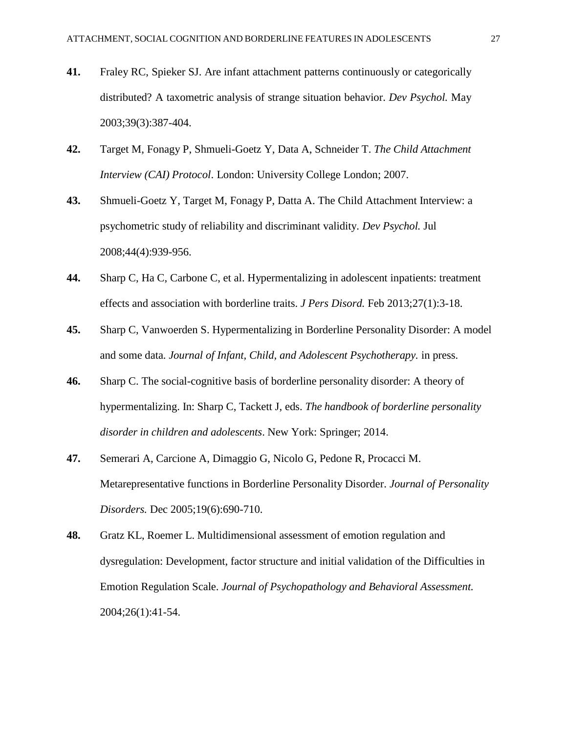**41.** Fraley RC, Spieker SJ. Are infant attachment patterns continuously or categorically distributed? A taxometric analysis of strange situation behavior. *Dev Psychol.* May 2003;39(3):387-404.

**42.** Target M, Fonagy P, Shmueli-Goetz Y, Data A, Schneider T. *The Child Attachment Interview (CAI) Protocol*. London: University College London; 2007.

**43.** Shmueli-Goetz Y, Target M, Fonagy P, Datta A. The Child Attachment Interview: a psychometric study of reliability and discriminant validity. *Dev Psychol.* Jul 2008;44(4):939-956.

**44.** Sharp C, Ha C, Carbone C, et al. Hypermentalizing in adolescent inpatients: treatment effects and association with borderline traits. *J Pers Disord.* Feb 2013;27(1):3-18.

**45.** Sharp C, Vanwoerden S. Hypermentalizing in Borderline Personality Disorder: A model and some data. *Journal of Infant, Child, and Adolescent Psychotherapy.* in press.

**46.** Sharp C. The social-cognitive basis of borderline personality disorder: A theory of hypermentalizing. In: Sharp C, Tackett J, eds. *The handbook of borderline personality disorder in children and adolescents*. New York: Springer; 2014.

**47.** Semerari A, Carcione A, Dimaggio G, Nicolo G, Pedone R, Procacci M. Metarepresentative functions in Borderline Personality Disorder. *Journal of Personality Disorders.* Dec 2005;19(6):690-710.

**48.** Gratz KL, Roemer L. Multidimensional assessment of emotion regulation and dysregulation: Development, factor structure and initial validation of the Difficulties in Emotion Regulation Scale. *Journal of Psychopathology and Behavioral Assessment.* 2004;26(1):41-54.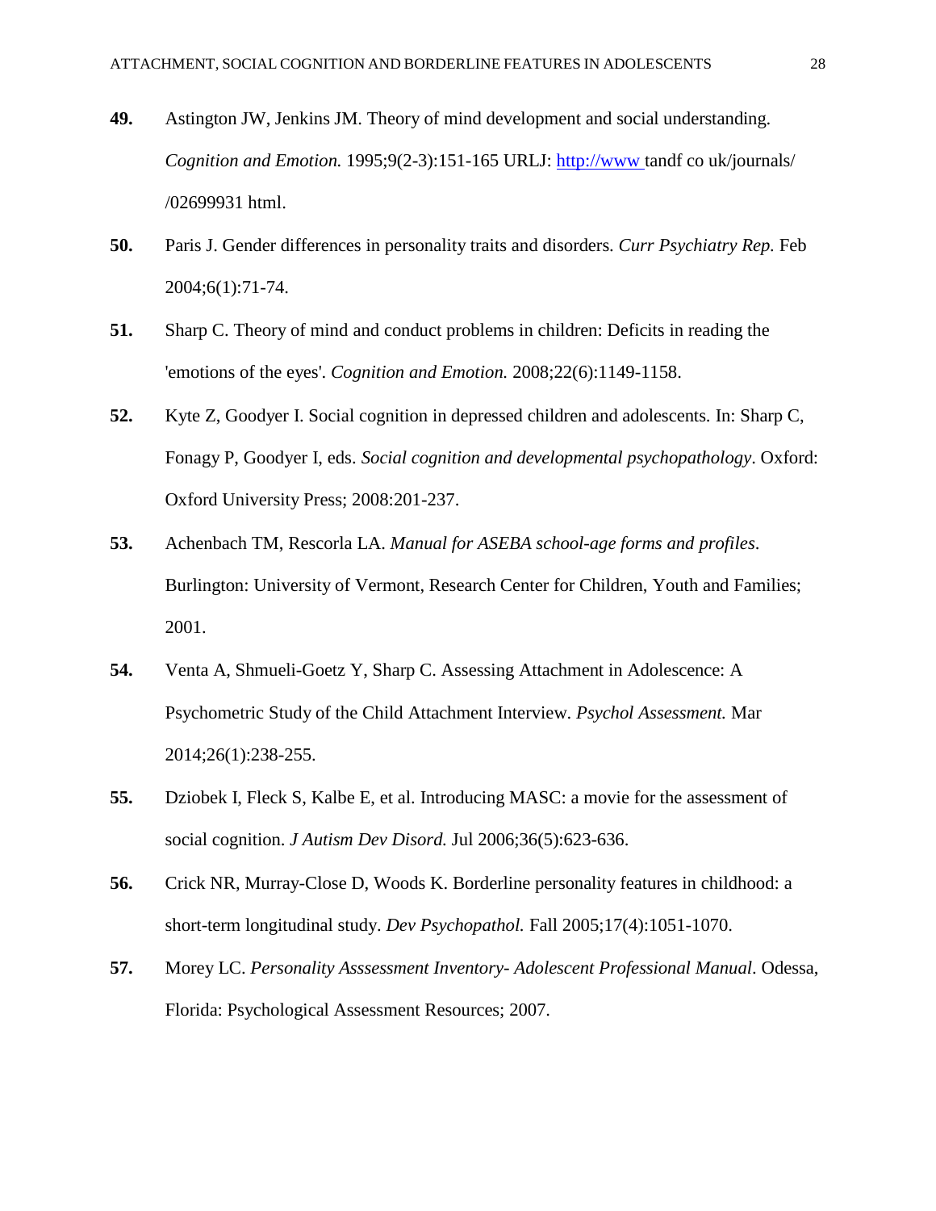**49.** Astington JW, Jenkins JM. Theory of mind development and social understanding. *Cognition and Emotion.* 1995;9(2-3):151-165 URLJ: http://www tandf co uk/journals/ /02699931 html.

**50.** Paris J. Gender differences in personality traits and disorders. *Curr Psychiatry Rep.* Feb 2004;6(1):71-74.

**51.** Sharp C. Theory of mind and conduct problems in children: Deficits in reading the 'emotions of the eyes'. *Cognition and Emotion.* 2008;22(6):1149-1158.

**52.** Kyte Z, Goodyer I. Social cognition in depressed children and adolescents. In: Sharp C, Fonagy P, Goodyer I, eds. *Social cognition and developmental psychopathology*. Oxford: Oxford University Press; 2008:201-237.

**53.** Achenbach TM, Rescorla LA. *Manual for ASEBA school-age forms and profiles*. Burlington: University of Vermont, Research Center for Children, Youth and Families; 2001.

**54.** Venta A, Shmueli-Goetz Y, Sharp C. Assessing Attachment in Adolescence: A Psychometric Study of the Child Attachment Interview. *Psychol Assessment.* Mar 2014;26(1):238-255.

**55.** Dziobek I, Fleck S, Kalbe E, et al. Introducing MASC: a movie for the assessment of social cognition. *J Autism Dev Disord.* Jul 2006;36(5):623-636.

**56.** Crick NR, Murray-Close D, Woods K. Borderline personality features in childhood: a short-term longitudinal study. *Dev Psychopathol.* Fall 2005;17(4):1051-1070.

**57.** Morey LC. *Personality Asssessment Inventory- Adolescent Professional Manual*. Odessa, Florida: Psychological Assessment Resources; 2007.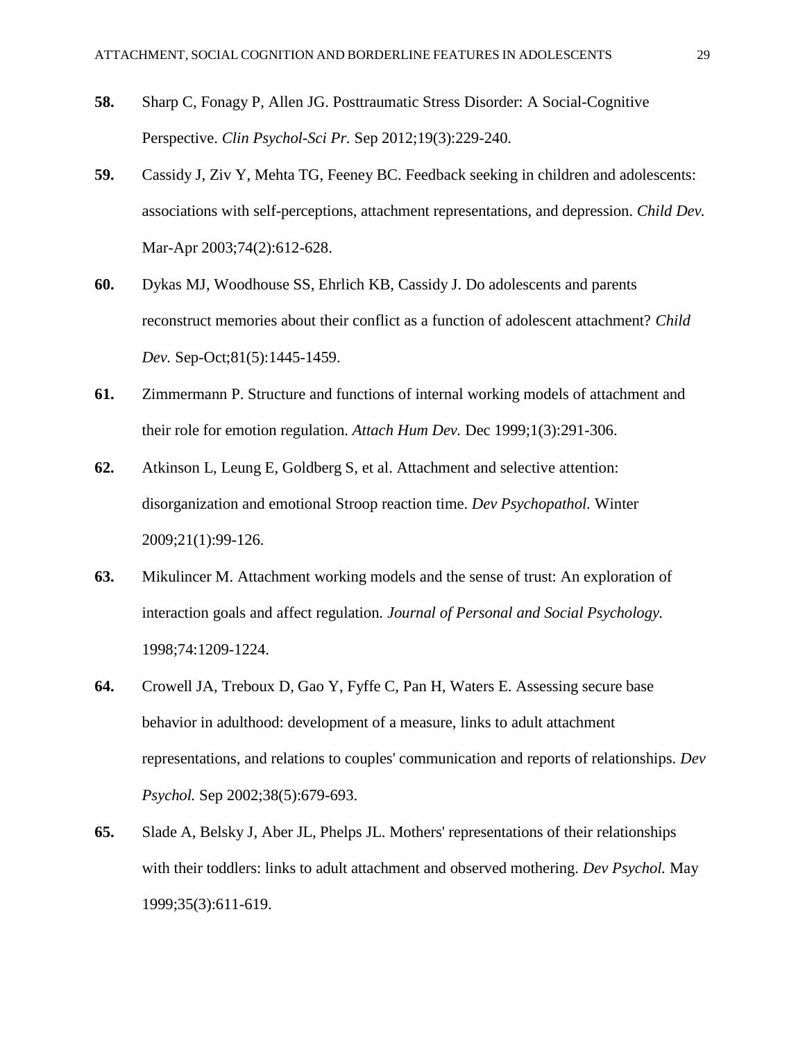**58.** Sharp C, Fonagy P, Allen JG. Posttraumatic Stress Disorder: A Social-Cognitive Perspective. *Clin Psychol-Sci Pr.* Sep 2012;19(3):229-240.

**59.** Cassidy J, Ziv Y, Mehta TG, Feeney BC. Feedback seeking in children and adolescents: associations with self-perceptions, attachment representations, and depression. *Child Dev.* Mar-Apr 2003;74(2):612-628.

**60.** Dykas MJ, Woodhouse SS, Ehrlich KB, Cassidy J. Do adolescents and parents reconstruct memories about their conflict as a function of adolescent attachment? *Child Dev.* Sep-Oct;81(5):1445-1459.

**61.** Zimmermann P. Structure and functions of internal working models of attachment and their role for emotion regulation. *Attach Hum Dev.* Dec 1999;1(3):291-306.

**62.** Atkinson L, Leung E, Goldberg S, et al. Attachment and selective attention: disorganization and emotional Stroop reaction time. *Dev Psychopathol.* Winter 2009;21(1):99-126.

**63.** Mikulincer M. Attachment working models and the sense of trust: An exploration of interaction goals and affect regulation. *Journal of Personal and Social Psychology.* 1998;74:1209-1224.

**64.** Crowell JA, Treboux D, Gao Y, Fyffe C, Pan H, Waters E. Assessing secure base behavior in adulthood: development of a measure, links to adult attachment representations, and relations to couples' communication and reports of relationships. *Dev Psychol.* Sep 2002;38(5):679-693.

**65.** Slade A, Belsky J, Aber JL, Phelps JL. Mothers' representations of their relationships with their toddlers: links to adult attachment and observed mothering. *Dev Psychol.* May 1999;35(3):611-619.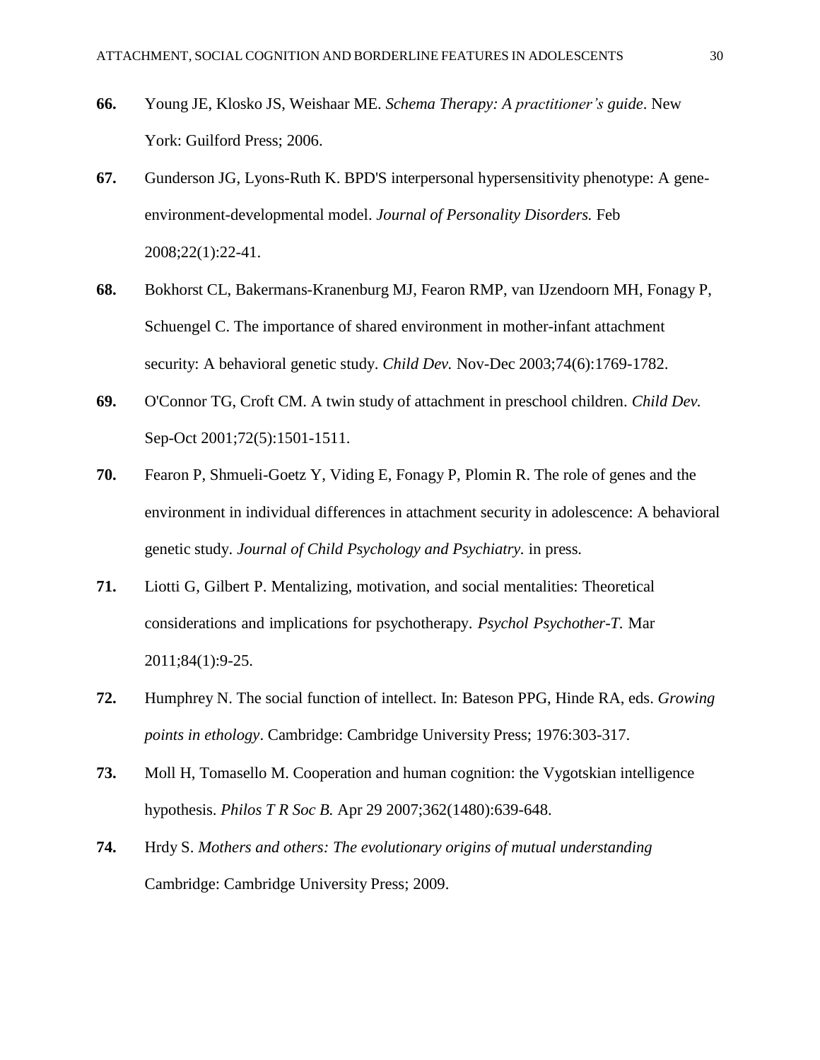**66.** Young JE, Klosko JS, Weishaar ME. *Schema Therapy: A practitioner's guide*. New York: Guilford Press; 2006.

**67.** Gunderson JG, Lyons-Ruth K. BPD'S interpersonal hypersensitivity phenotype: A gene-environment-developmental model. *Journal of Personality Disorders.* Feb 2008;22(1):22-41.

**68.** Bokhorst CL, Bakermans-Kranenburg MJ, Fearon RMP, van IJzendoorn MH, Fonagy P, Schuengel C. The importance of shared environment in mother-infant attachment security: A behavioral genetic study. *Child Dev.* Nov-Dec 2003;74(6):1769-1782.

**69.** O'Connor TG, Croft CM. A twin study of attachment in preschool children. *Child Dev.* Sep-Oct 2001;72(5):1501-1511.

**70.** Fearon P, Shmueli-Goetz Y, Viding E, Fonagy P, Plomin R. The role of genes and the environment in individual differences in attachment security in adolescence: A behavioral genetic study. *Journal of Child Psychology and Psychiatry.* in press.

**71.** Liotti G, Gilbert P. Mentalizing, motivation, and social mentalities: Theoretical considerations and implications for psychotherapy. *Psychol Psychother-T.* Mar 2011;84(1):9-25.

**72.** Humphrey N. The social function of intellect. In: Bateson PPG, Hinde RA, eds. *Growing points in ethology*. Cambridge: Cambridge University Press; 1976:303-317.

**73.** Moll H, Tomasello M. Cooperation and human cognition: the Vygotskian intelligence hypothesis. *Philos T R Soc B.* Apr 29 2007;362(1480):639-648.

**74.** Hrdy S. *Mothers and others: The evolutionary origins of mutual understanding* Cambridge: Cambridge University Press; 2009.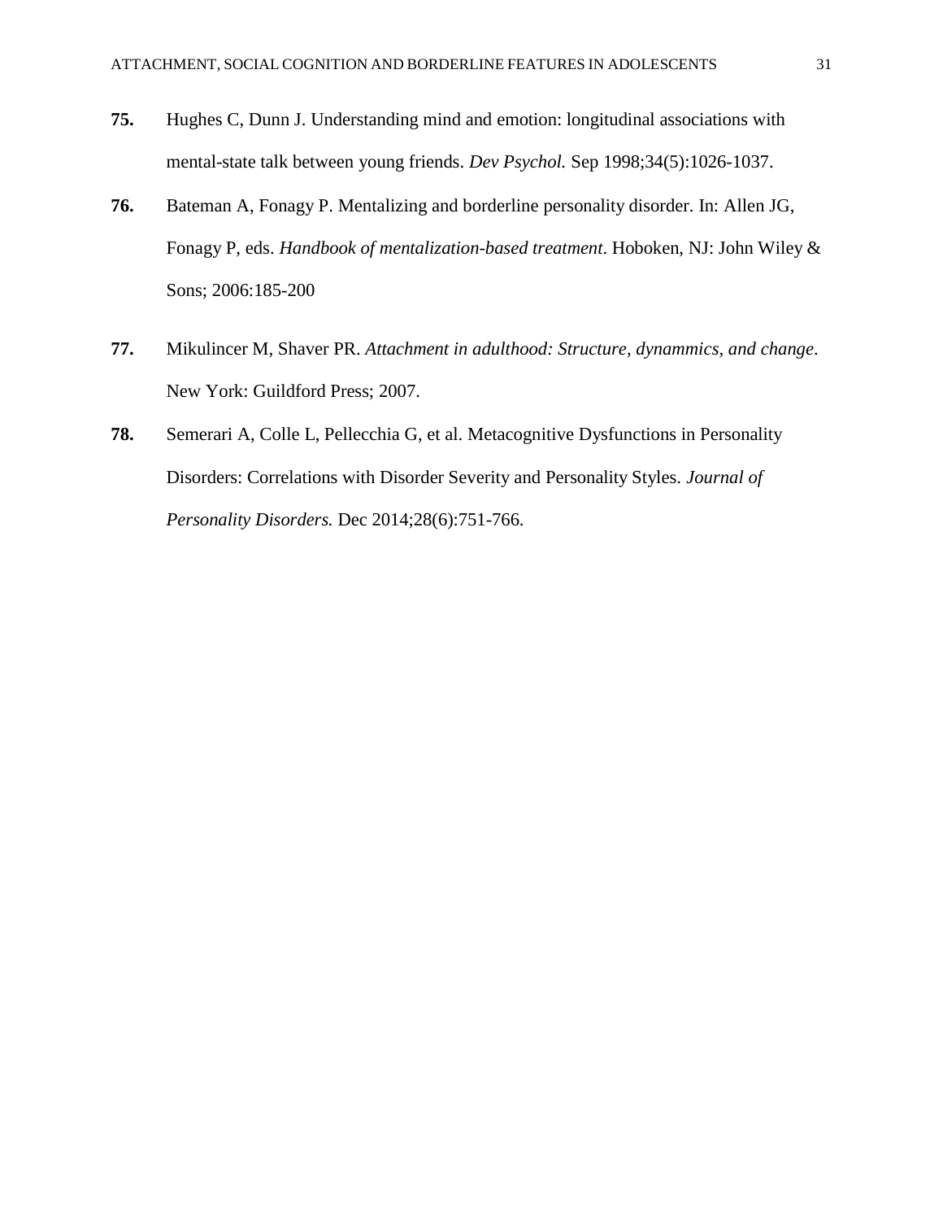**75.** Hughes C, Dunn J. Understanding mind and emotion: longitudinal associations with mental-state talk between young friends. *Dev Psychol.* Sep 1998;34(5):1026-1037.

**76.** Bateman A, Fonagy P. Mentalizing and borderline personality disorder. In: Allen JG, Fonagy P, eds. *Handbook of mentalization-based treatment*. Hoboken, NJ: John Wiley & Sons; 2006:185-200

**77.** Mikulincer M, Shaver PR. *Attachment in adulthood: Structure, dynammics, and change*. New York: Guildford Press; 2007.

**78.** Semerari A, Colle L, Pellecchia G, et al. Metacognitive Dysfunctions in Personality Disorders: Correlations with Disorder Severity and Personality Styles. *Journal of Personality Disorders.* Dec 2014;28(6):751-766.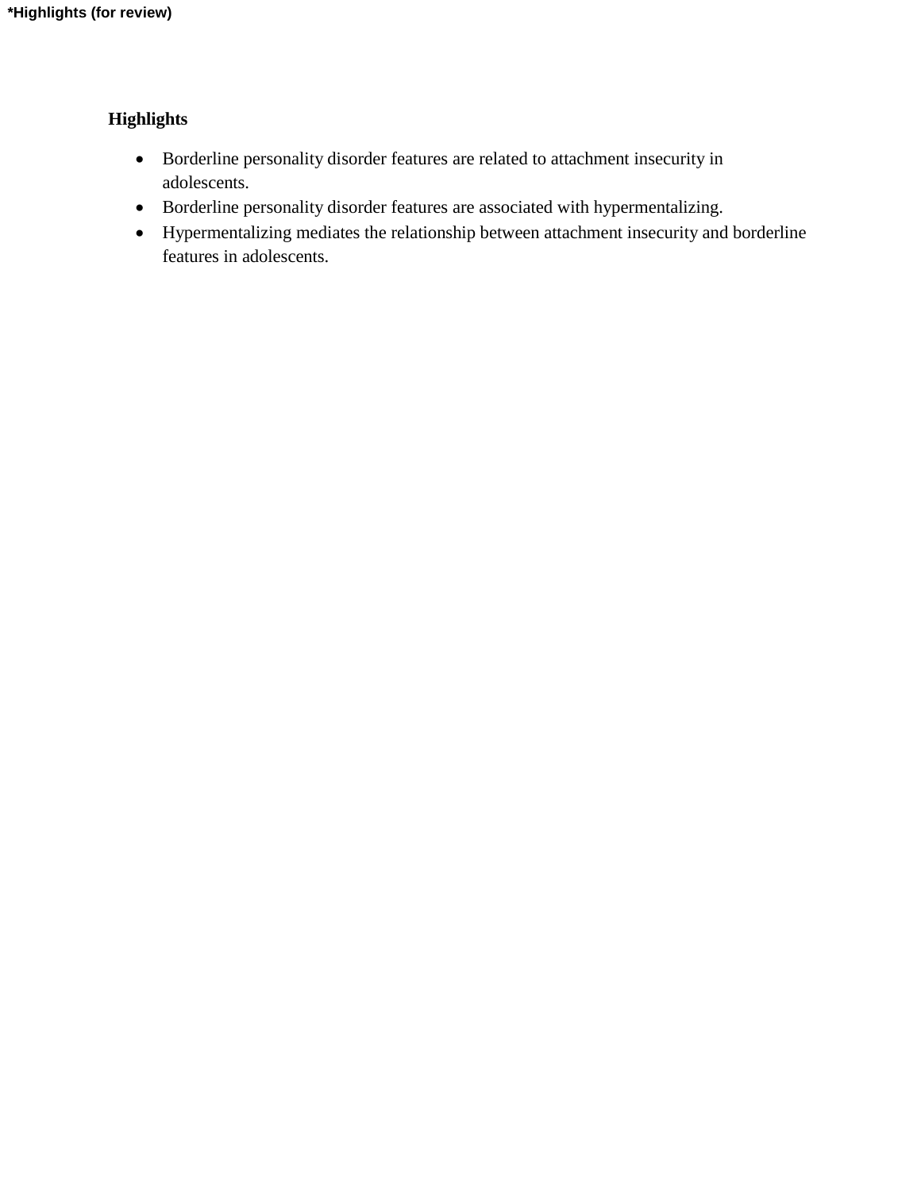**Highlights**

- Borderline personality disorder features are related to attachment insecurity in adolescents.
- Borderline personality disorder features are associated with hypermentalizing.
- Hypermentalizing mediates the relationship between attachment insecurity and borderline features in adolescents.